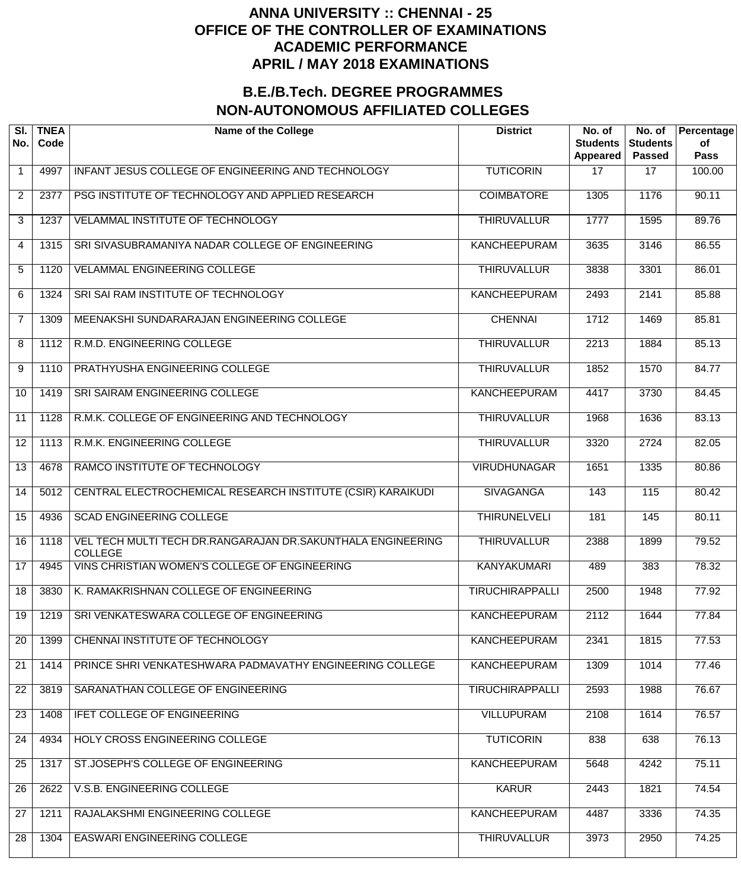# ANNA UNIVERSITY :: CHENNAI - 25
# OFFICE OF THE CONTROLLER OF EXAMINATIONS
# ACADEMIC PERFORMANCE
# APRIL / MAY 2018 EXAMINATIONS

## B.E./B.Tech. DEGREE PROGRAMMES
## NON-AUTONOMOUS AFFILIATED COLLEGES

| Sl. No. | TNEA Code | Name of the College | District | No. of Students Appeared | No. of Students Passed | Percentage of Pass |
|---|---|---|---|---|---|---|
| 1 | 4997 | INFANT JESUS COLLEGE OF ENGINEERING AND TECHNOLOGY | TUTICORIN | 17 | 17 | 100.00 |
| 2 | 2377 | PSG INSTITUTE OF TECHNOLOGY AND APPLIED RESEARCH | COIMBATORE | 1305 | 1176 | 90.11 |
| 3 | 1237 | VELAMMAL INSTITUTE OF TECHNOLOGY | THIRUVALLUR | 1777 | 1595 | 89.76 |
| 4 | 1315 | SRI SIVASUBRAMANIYA NADAR COLLEGE OF ENGINEERING | KANCHEEPURAM | 3635 | 3146 | 86.55 |
| 5 | 1120 | VELAMMAL ENGINEERING COLLEGE | THIRUVALLUR | 3838 | 3301 | 86.01 |
| 6 | 1324 | SRI SAI RAM INSTITUTE OF TECHNOLOGY | KANCHEEPURAM | 2493 | 2141 | 85.88 |
| 7 | 1309 | MEENAKSHI SUNDARARAJAN ENGINEERING COLLEGE | CHENNAI | 1712 | 1469 | 85.81 |
| 8 | 1112 | R.M.D. ENGINEERING COLLEGE | THIRUVALLUR | 2213 | 1884 | 85.13 |
| 9 | 1110 | PRATHYUSHA ENGINEERING COLLEGE | THIRUVALLUR | 1852 | 1570 | 84.77 |
| 10 | 1419 | SRI SAIRAM ENGINEERING COLLEGE | KANCHEEPURAM | 4417 | 3730 | 84.45 |
| 11 | 1128 | R.M.K. COLLEGE OF ENGINEERING AND TECHNOLOGY | THIRUVALLUR | 1968 | 1636 | 83.13 |
| 12 | 1113 | R.M.K. ENGINEERING COLLEGE | THIRUVALLUR | 3320 | 2724 | 82.05 |
| 13 | 4678 | RAMCO INSTITUTE OF TECHNOLOGY | VIRUDHUNAGAR | 1651 | 1335 | 80.86 |
| 14 | 5012 | CENTRAL ELECTROCHEMICAL RESEARCH INSTITUTE (CSIR) KARAIKUDI | SIVAGANGA | 143 | 115 | 80.42 |
| 15 | 4936 | SCAD ENGINEERING COLLEGE | THIRUNELVELI | 181 | 145 | 80.11 |
| 16 | 1118 | VEL TECH MULTI TECH DR.RANGARAJAN DR.SAKUNTHALA ENGINEERING COLLEGE | THIRUVALLUR | 2388 | 1899 | 79.52 |
| 17 | 4945 | VINS CHRISTIAN WOMEN'S COLLEGE OF ENGINEERING | KANYAKUMARI | 489 | 383 | 78.32 |
| 18 | 3830 | K. RAMAKRISHNAN COLLEGE OF ENGINEERING | TIRUCHIRAPPALLI | 2500 | 1948 | 77.92 |
| 19 | 1219 | SRI VENKATESWARA COLLEGE OF ENGINEERING | KANCHEEPURAM | 2112 | 1644 | 77.84 |
| 20 | 1399 | CHENNAI INSTITUTE OF TECHNOLOGY | KANCHEEPURAM | 2341 | 1815 | 77.53 |
| 21 | 1414 | PRINCE SHRI VENKATESHWARA PADMAVATHY ENGINEERING COLLEGE | KANCHEEPURAM | 1309 | 1014 | 77.46 |
| 22 | 3819 | SARANATHAN COLLEGE OF ENGINEERING | TIRUCHIRAPPALLI | 2593 | 1988 | 76.67 |
| 23 | 1408 | IFET COLLEGE OF ENGINEERING | VILLUPURAM | 2108 | 1614 | 76.57 |
| 24 | 4934 | HOLY CROSS ENGINEERING COLLEGE | TUTICORIN | 838 | 638 | 76.13 |
| 25 | 1317 | ST.JOSEPH'S COLLEGE OF ENGINEERING | KANCHEEPURAM | 5648 | 4242 | 75.11 |
| 26 | 2622 | V.S.B. ENGINEERING COLLEGE | KARUR | 2443 | 1821 | 74.54 |
| 27 | 1211 | RAJALAKSHMI ENGINEERING COLLEGE | KANCHEEPURAM | 4487 | 3336 | 74.35 |
| 28 | 1304 | EASWARI ENGINEERING COLLEGE | THIRUVALLUR | 3973 | 2950 | 74.25 |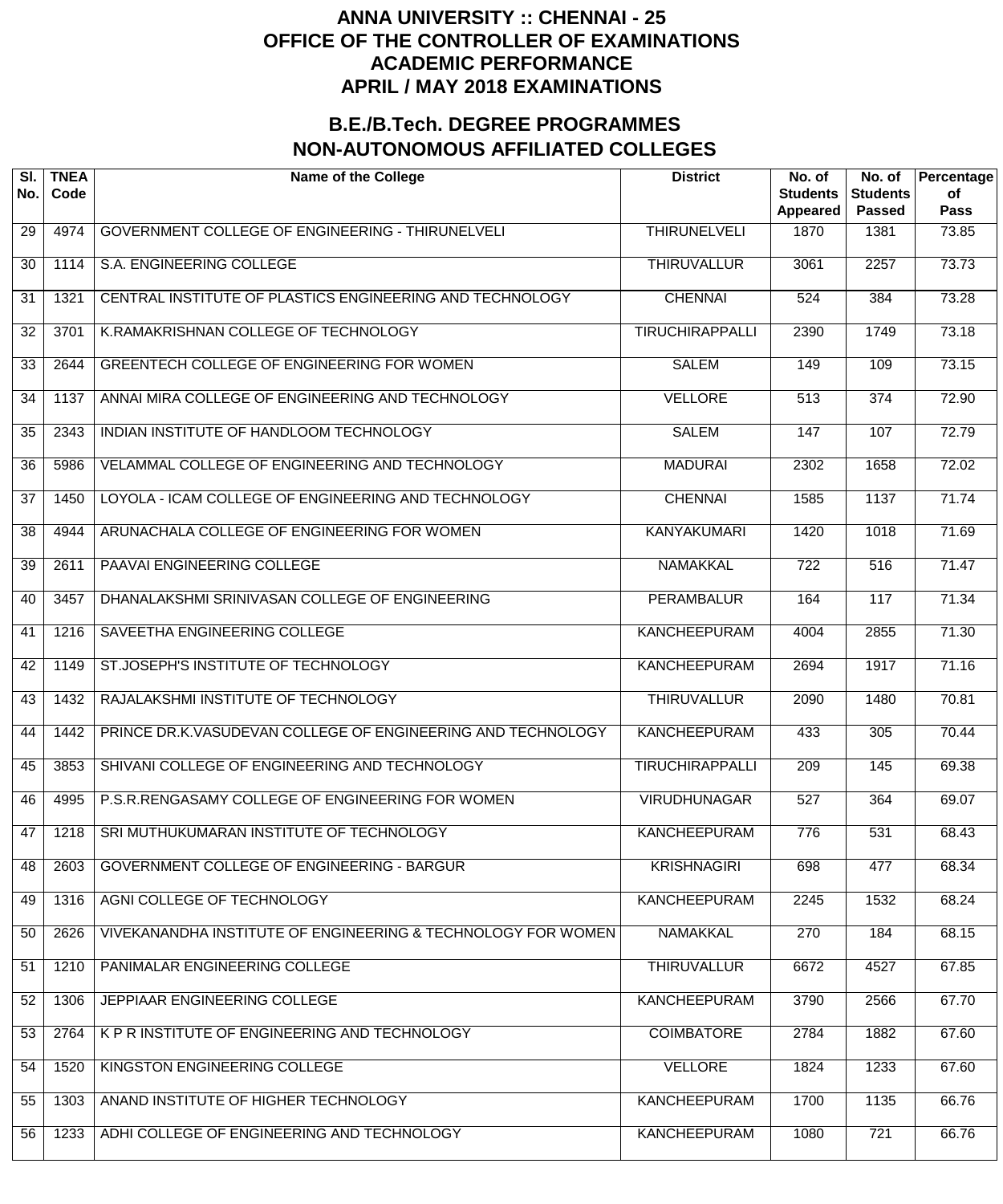# ANNA UNIVERSITY :: CHENNAI - 25
# OFFICE OF THE CONTROLLER OF EXAMINATIONS
# ACADEMIC PERFORMANCE
# APRIL / MAY 2018 EXAMINATIONS

## B.E./B.Tech. DEGREE PROGRAMMES
## NON-AUTONOMOUS AFFILIATED COLLEGES

| Sl. No. | TNEA Code | Name of the College | District | No. of Students Appeared | No. of Students Passed | Percentage of Pass |
|---|---|---|---|---|---|---|
| 29 | 4974 | GOVERNMENT COLLEGE OF ENGINEERING - THIRUNELVELI | THIRUNELVELI | 1870 | 1381 | 73.85 |
| 30 | 1114 | S.A. ENGINEERING COLLEGE | THIRUVALLUR | 3061 | 2257 | 73.73 |
| 31 | 1321 | CENTRAL INSTITUTE OF PLASTICS ENGINEERING AND TECHNOLOGY | CHENNAI | 524 | 384 | 73.28 |
| 32 | 3701 | K.RAMAKRISHNAN COLLEGE OF TECHNOLOGY | TIRUCHIRAPPALLI | 2390 | 1749 | 73.18 |
| 33 | 2644 | GREENTECH COLLEGE OF ENGINEERING FOR WOMEN | SALEM | 149 | 109 | 73.15 |
| 34 | 1137 | ANNAI MIRA COLLEGE OF ENGINEERING AND TECHNOLOGY | VELLORE | 513 | 374 | 72.90 |
| 35 | 2343 | INDIAN INSTITUTE OF HANDLOOM TECHNOLOGY | SALEM | 147 | 107 | 72.79 |
| 36 | 5986 | VELAMMAL COLLEGE OF ENGINEERING AND TECHNOLOGY | MADURAI | 2302 | 1658 | 72.02 |
| 37 | 1450 | LOYOLA - ICAM COLLEGE OF ENGINEERING AND TECHNOLOGY | CHENNAI | 1585 | 1137 | 71.74 |
| 38 | 4944 | ARUNACHALA COLLEGE OF ENGINEERING FOR WOMEN | KANYAKUMARI | 1420 | 1018 | 71.69 |
| 39 | 2611 | PAAVAI ENGINEERING COLLEGE | NAMAKKAL | 722 | 516 | 71.47 |
| 40 | 3457 | DHANALAKSHMI SRINIVASAN COLLEGE OF ENGINEERING | PERAMBALUR | 164 | 117 | 71.34 |
| 41 | 1216 | SAVEETHA ENGINEERING COLLEGE | KANCHEEPURAM | 4004 | 2855 | 71.30 |
| 42 | 1149 | ST.JOSEPH'S INSTITUTE OF TECHNOLOGY | KANCHEEPURAM | 2694 | 1917 | 71.16 |
| 43 | 1432 | RAJALAKSHMI INSTITUTE OF TECHNOLOGY | THIRUVALLUR | 2090 | 1480 | 70.81 |
| 44 | 1442 | PRINCE DR.K.VASUDEVAN COLLEGE OF ENGINEERING AND TECHNOLOGY | KANCHEEPURAM | 433 | 305 | 70.44 |
| 45 | 3853 | SHIVANI COLLEGE OF ENGINEERING AND TECHNOLOGY | TIRUCHIRAPPALLI | 209 | 145 | 69.38 |
| 46 | 4995 | P.S.R.RENGASAMY COLLEGE OF ENGINEERING FOR WOMEN | VIRUDHUNAGAR | 527 | 364 | 69.07 |
| 47 | 1218 | SRI MUTHUKUMARAN INSTITUTE OF TECHNOLOGY | KANCHEEPURAM | 776 | 531 | 68.43 |
| 48 | 2603 | GOVERNMENT COLLEGE OF ENGINEERING - BARGUR | KRISHNAGIRI | 698 | 477 | 68.34 |
| 49 | 1316 | AGNI COLLEGE OF TECHNOLOGY | KANCHEEPURAM | 2245 | 1532 | 68.24 |
| 50 | 2626 | VIVEKANANDHA INSTITUTE OF ENGINEERING & TECHNOLOGY FOR WOMEN | NAMAKKAL | 270 | 184 | 68.15 |
| 51 | 1210 | PANIMALAR ENGINEERING COLLEGE | THIRUVALLUR | 6672 | 4527 | 67.85 |
| 52 | 1306 | JEPPIAAR ENGINEERING COLLEGE | KANCHEEPURAM | 3790 | 2566 | 67.70 |
| 53 | 2764 | K P R INSTITUTE OF ENGINEERING AND TECHNOLOGY | COIMBATORE | 2784 | 1882 | 67.60 |
| 54 | 1520 | KINGSTON ENGINEERING COLLEGE | VELLORE | 1824 | 1233 | 67.60 |
| 55 | 1303 | ANAND INSTITUTE OF HIGHER TECHNOLOGY | KANCHEEPURAM | 1700 | 1135 | 66.76 |
| 56 | 1233 | ADHI COLLEGE OF ENGINEERING AND TECHNOLOGY | KANCHEEPURAM | 1080 | 721 | 66.76 |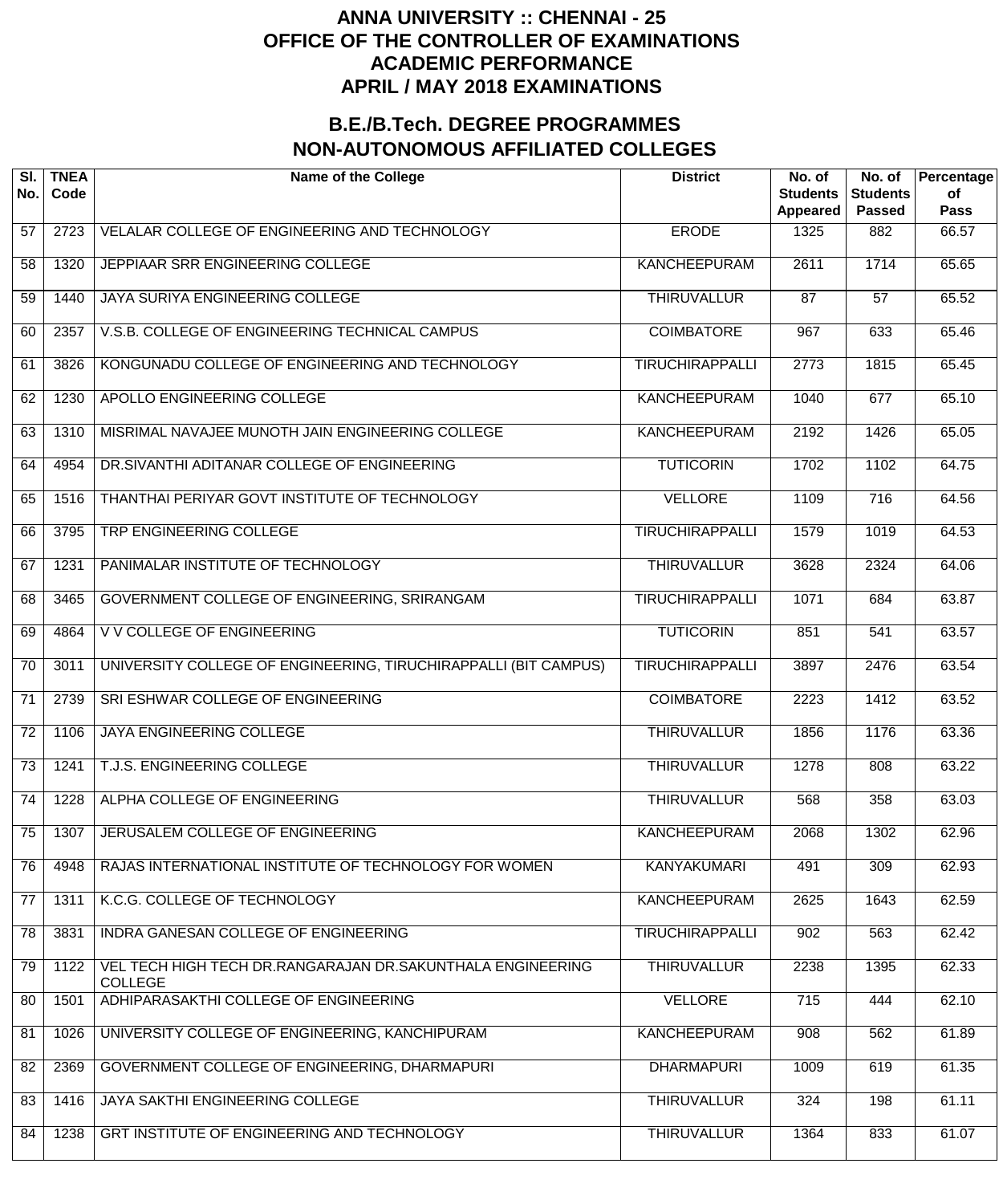# ANNA UNIVERSITY :: CHENNAI - 25
# OFFICE OF THE CONTROLLER OF EXAMINATIONS
# ACADEMIC PERFORMANCE
# APRIL / MAY 2018 EXAMINATIONS

## B.E./B.Tech. DEGREE PROGRAMMES
## NON-AUTONOMOUS AFFILIATED COLLEGES

| Sl. No. | TNEA Code | Name of the College | District | No. of Students Appeared | No. of Students Passed | Percentage of Pass |
|---|---|---|---|---|---|---|
| 57 | 2723 | VELALAR COLLEGE OF ENGINEERING AND TECHNOLOGY | ERODE | 1325 | 882 | 66.57 |
| 58 | 1320 | JEPPIAAR SRR ENGINEERING COLLEGE | KANCHEEPURAM | 2611 | 1714 | 65.65 |
| 59 | 1440 | JAYA SURIYA ENGINEERING COLLEGE | THIRUVALLUR | 87 | 57 | 65.52 |
| 60 | 2357 | V.S.B. COLLEGE OF ENGINEERING TECHNICAL CAMPUS | COIMBATORE | 967 | 633 | 65.46 |
| 61 | 3826 | KONGUNADU COLLEGE OF ENGINEERING AND TECHNOLOGY | TIRUCHIRAPPALLI | 2773 | 1815 | 65.45 |
| 62 | 1230 | APOLLO ENGINEERING COLLEGE | KANCHEEPURAM | 1040 | 677 | 65.10 |
| 63 | 1310 | MISRIMAL NAVAJEE MUNOTH JAIN ENGINEERING COLLEGE | KANCHEEPURAM | 2192 | 1426 | 65.05 |
| 64 | 4954 | DR.SIVANTHI ADITANAR COLLEGE OF ENGINEERING | TUTICORIN | 1702 | 1102 | 64.75 |
| 65 | 1516 | THANTHAI PERIYAR GOVT INSTITUTE OF TECHNOLOGY | VELLORE | 1109 | 716 | 64.56 |
| 66 | 3795 | TRP ENGINEERING COLLEGE | TIRUCHIRAPPALLI | 1579 | 1019 | 64.53 |
| 67 | 1231 | PANIMALAR INSTITUTE OF TECHNOLOGY | THIRUVALLUR | 3628 | 2324 | 64.06 |
| 68 | 3465 | GOVERNMENT COLLEGE OF ENGINEERING, SRIRANGAM | TIRUCHIRAPPALLI | 1071 | 684 | 63.87 |
| 69 | 4864 | V V COLLEGE OF ENGINEERING | TUTICORIN | 851 | 541 | 63.57 |
| 70 | 3011 | UNIVERSITY COLLEGE OF ENGINEERING, TIRUCHIRAPPALLI (BIT CAMPUS) | TIRUCHIRAPPALLI | 3897 | 2476 | 63.54 |
| 71 | 2739 | SRI ESHWAR COLLEGE OF ENGINEERING | COIMBATORE | 2223 | 1412 | 63.52 |
| 72 | 1106 | JAYA ENGINEERING COLLEGE | THIRUVALLUR | 1856 | 1176 | 63.36 |
| 73 | 1241 | T.J.S. ENGINEERING COLLEGE | THIRUVALLUR | 1278 | 808 | 63.22 |
| 74 | 1228 | ALPHA COLLEGE OF ENGINEERING | THIRUVALLUR | 568 | 358 | 63.03 |
| 75 | 1307 | JERUSALEM COLLEGE OF ENGINEERING | KANCHEEPURAM | 2068 | 1302 | 62.96 |
| 76 | 4948 | RAJAS INTERNATIONAL INSTITUTE OF TECHNOLOGY FOR WOMEN | KANYAKUMARI | 491 | 309 | 62.93 |
| 77 | 1311 | K.C.G. COLLEGE OF TECHNOLOGY | KANCHEEPURAM | 2625 | 1643 | 62.59 |
| 78 | 3831 | INDRA GANESAN COLLEGE OF ENGINEERING | TIRUCHIRAPPALLI | 902 | 563 | 62.42 |
| 79 | 1122 | VEL TECH HIGH TECH DR.RANGARAJAN DR.SAKUNTHALA ENGINEERING COLLEGE | THIRUVALLUR | 2238 | 1395 | 62.33 |
| 80 | 1501 | ADHIPARASAKTHI COLLEGE OF ENGINEERING | VELLORE | 715 | 444 | 62.10 |
| 81 | 1026 | UNIVERSITY COLLEGE OF ENGINEERING, KANCHIPURAM | KANCHEEPURAM | 908 | 562 | 61.89 |
| 82 | 2369 | GOVERNMENT COLLEGE OF ENGINEERING, DHARMAPURI | DHARMAPURI | 1009 | 619 | 61.35 |
| 83 | 1416 | JAYA SAKTHI ENGINEERING COLLEGE | THIRUVALLUR | 324 | 198 | 61.11 |
| 84 | 1238 | GRT INSTITUTE OF ENGINEERING AND TECHNOLOGY | THIRUVALLUR | 1364 | 833 | 61.07 |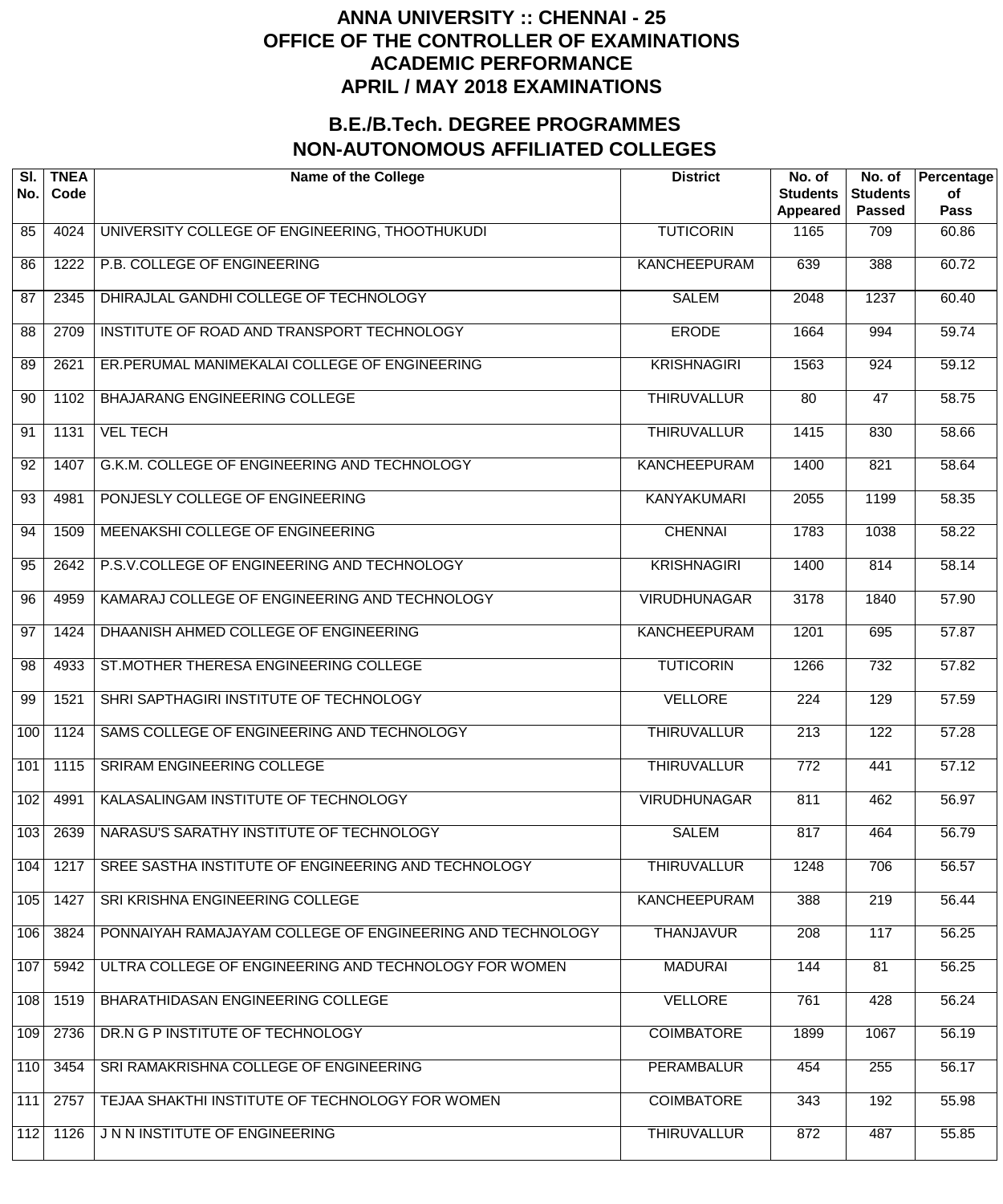# ANNA UNIVERSITY :: CHENNAI - 25
# OFFICE OF THE CONTROLLER OF EXAMINATIONS
# ACADEMIC PERFORMANCE
# APRIL / MAY 2018 EXAMINATIONS

## B.E./B.Tech. DEGREE PROGRAMMES
## NON-AUTONOMOUS AFFILIATED COLLEGES

| Sl. No. | TNEA Code | Name of the College | District | No. of Students Appeared | No. of Students Passed | Percentage of Pass |
|---|---|---|---|---|---|---|
| 85 | 4024 | UNIVERSITY COLLEGE OF ENGINEERING, THOOTHUKUDI | TUTICORIN | 1165 | 709 | 60.86 |
| 86 | 1222 | P.B. COLLEGE OF ENGINEERING | KANCHEEPURAM | 639 | 388 | 60.72 |
| 87 | 2345 | DHIRAJLAL GANDHI COLLEGE OF TECHNOLOGY | SALEM | 2048 | 1237 | 60.40 |
| 88 | 2709 | INSTITUTE OF ROAD AND TRANSPORT TECHNOLOGY | ERODE | 1664 | 994 | 59.74 |
| 89 | 2621 | ER.PERUMAL MANIMEKALAI COLLEGE OF ENGINEERING | KRISHNAGIRI | 1563 | 924 | 59.12 |
| 90 | 1102 | BHAJARANG ENGINEERING COLLEGE | THIRUVALLUR | 80 | 47 | 58.75 |
| 91 | 1131 | VEL TECH | THIRUVALLUR | 1415 | 830 | 58.66 |
| 92 | 1407 | G.K.M. COLLEGE OF ENGINEERING AND TECHNOLOGY | KANCHEEPURAM | 1400 | 821 | 58.64 |
| 93 | 4981 | PONJESLY COLLEGE OF ENGINEERING | KANYAKUMARI | 2055 | 1199 | 58.35 |
| 94 | 1509 | MEENAKSHI COLLEGE OF ENGINEERING | CHENNAI | 1783 | 1038 | 58.22 |
| 95 | 2642 | P.S.V.COLLEGE OF ENGINEERING AND TECHNOLOGY | KRISHNAGIRI | 1400 | 814 | 58.14 |
| 96 | 4959 | KAMARAJ COLLEGE OF ENGINEERING AND TECHNOLOGY | VIRUDHUNAGAR | 3178 | 1840 | 57.90 |
| 97 | 1424 | DHAANISH AHMED COLLEGE OF ENGINEERING | KANCHEEPURAM | 1201 | 695 | 57.87 |
| 98 | 4933 | ST.MOTHER THERESA ENGINEERING COLLEGE | TUTICORIN | 1266 | 732 | 57.82 |
| 99 | 1521 | SHRI SAPTHAGIRI INSTITUTE OF TECHNOLOGY | VELLORE | 224 | 129 | 57.59 |
| 100 | 1124 | SAMS COLLEGE OF ENGINEERING AND TECHNOLOGY | THIRUVALLUR | 213 | 122 | 57.28 |
| 101 | 1115 | SRIRAM ENGINEERING COLLEGE | THIRUVALLUR | 772 | 441 | 57.12 |
| 102 | 4991 | KALASALINGAM INSTITUTE OF TECHNOLOGY | VIRUDHUNAGAR | 811 | 462 | 56.97 |
| 103 | 2639 | NARASU'S SARATHY INSTITUTE OF TECHNOLOGY | SALEM | 817 | 464 | 56.79 |
| 104 | 1217 | SREE SASTHA INSTITUTE OF ENGINEERING AND TECHNOLOGY | THIRUVALLUR | 1248 | 706 | 56.57 |
| 105 | 1427 | SRI KRISHNA ENGINEERING COLLEGE | KANCHEEPURAM | 388 | 219 | 56.44 |
| 106 | 3824 | PONNAIYAH RAMAJAYAM COLLEGE OF ENGINEERING AND TECHNOLOGY | THANJAVUR | 208 | 117 | 56.25 |
| 107 | 5942 | ULTRA COLLEGE OF ENGINEERING AND TECHNOLOGY FOR WOMEN | MADURAI | 144 | 81 | 56.25 |
| 108 | 1519 | BHARATHIDASAN ENGINEERING COLLEGE | VELLORE | 761 | 428 | 56.24 |
| 109 | 2736 | DR.N G P INSTITUTE OF TECHNOLOGY | COIMBATORE | 1899 | 1067 | 56.19 |
| 110 | 3454 | SRI RAMAKRISHNA COLLEGE OF ENGINEERING | PERAMBALUR | 454 | 255 | 56.17 |
| 111 | 2757 | TEJAA SHAKTHI INSTITUTE OF TECHNOLOGY FOR WOMEN | COIMBATORE | 343 | 192 | 55.98 |
| 112 | 1126 | J N N INSTITUTE OF ENGINEERING | THIRUVALLUR | 872 | 487 | 55.85 |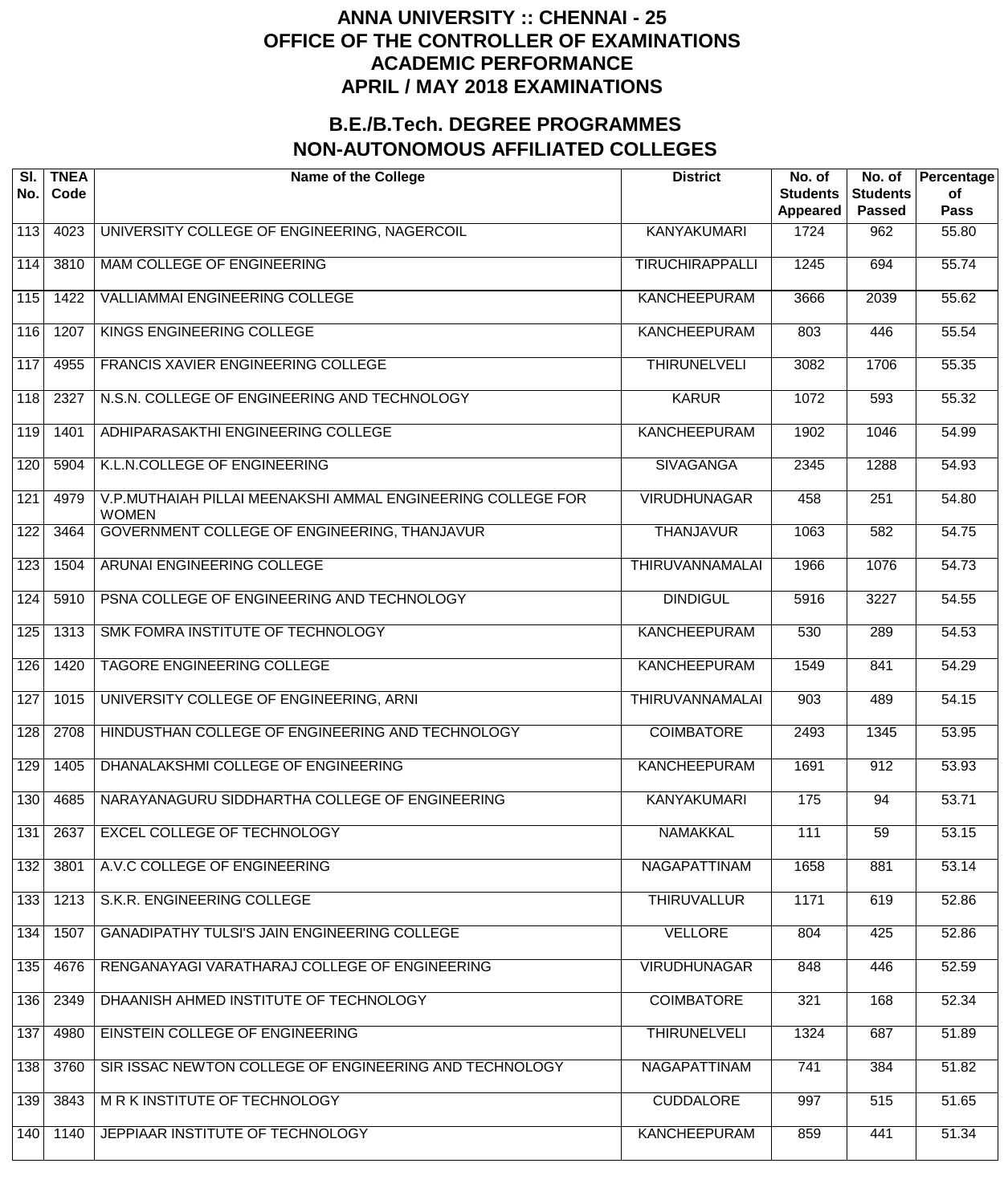# ANNA UNIVERSITY :: CHENNAI - 25
# OFFICE OF THE CONTROLLER OF EXAMINATIONS
# ACADEMIC PERFORMANCE
# APRIL / MAY 2018 EXAMINATIONS

## B.E./B.Tech. DEGREE PROGRAMMES
## NON-AUTONOMOUS AFFILIATED COLLEGES

| Sl. No. | TNEA Code | Name of the College | District | No. of Students Appeared | No. of Students Passed | Percentage of Pass |
|---|---|---|---|---|---|---|
| 113 | 4023 | UNIVERSITY COLLEGE OF ENGINEERING, NAGERCOIL | KANYAKUMARI | 1724 | 962 | 55.80 |
| 114 | 3810 | MAM COLLEGE OF ENGINEERING | TIRUCHIRAPPALLI | 1245 | 694 | 55.74 |
| 115 | 1422 | VALLIAMMAI ENGINEERING COLLEGE | KANCHEEPURAM | 3666 | 2039 | 55.62 |
| 116 | 1207 | KINGS ENGINEERING COLLEGE | KANCHEEPURAM | 803 | 446 | 55.54 |
| 117 | 4955 | FRANCIS XAVIER ENGINEERING COLLEGE | THIRUNELVELI | 3082 | 1706 | 55.35 |
| 118 | 2327 | N.S.N. COLLEGE OF ENGINEERING AND TECHNOLOGY | KARUR | 1072 | 593 | 55.32 |
| 119 | 1401 | ADHIPARASAKTHI ENGINEERING COLLEGE | KANCHEEPURAM | 1902 | 1046 | 54.99 |
| 120 | 5904 | K.L.N.COLLEGE OF ENGINEERING | SIVAGANGA | 2345 | 1288 | 54.93 |
| 121 | 4979 | V.P.MUTHAIAH PILLAI MEENAKSHI AMMAL ENGINEERING COLLEGE FOR WOMEN | VIRUDHUNAGAR | 458 | 251 | 54.80 |
| 122 | 3464 | GOVERNMENT COLLEGE OF ENGINEERING, THANJAVUR | THANJAVUR | 1063 | 582 | 54.75 |
| 123 | 1504 | ARUNAI ENGINEERING COLLEGE | THIRUVANNAMALAI | 1966 | 1076 | 54.73 |
| 124 | 5910 | PSNA COLLEGE OF ENGINEERING AND TECHNOLOGY | DINDIGUL | 5916 | 3227 | 54.55 |
| 125 | 1313 | SMK FOMRA INSTITUTE OF TECHNOLOGY | KANCHEEPURAM | 530 | 289 | 54.53 |
| 126 | 1420 | TAGORE ENGINEERING COLLEGE | KANCHEEPURAM | 1549 | 841 | 54.29 |
| 127 | 1015 | UNIVERSITY COLLEGE OF ENGINEERING, ARNI | THIRUVANNAMALAI | 903 | 489 | 54.15 |
| 128 | 2708 | HINDUSTHAN COLLEGE OF ENGINEERING AND TECHNOLOGY | COIMBATORE | 2493 | 1345 | 53.95 |
| 129 | 1405 | DHANALAKSHMI COLLEGE OF ENGINEERING | KANCHEEPURAM | 1691 | 912 | 53.93 |
| 130 | 4685 | NARAYANAGURU SIDDHARTHA COLLEGE OF ENGINEERING | KANYAKUMARI | 175 | 94 | 53.71 |
| 131 | 2637 | EXCEL COLLEGE OF TECHNOLOGY | NAMAKKAL | 111 | 59 | 53.15 |
| 132 | 3801 | A.V.C COLLEGE OF ENGINEERING | NAGAPATTINAM | 1658 | 881 | 53.14 |
| 133 | 1213 | S.K.R. ENGINEERING COLLEGE | THIRUVALLUR | 1171 | 619 | 52.86 |
| 134 | 1507 | GANADIPATHY TULSI'S JAIN ENGINEERING COLLEGE | VELLORE | 804 | 425 | 52.86 |
| 135 | 4676 | RENGANAYAGI VARATHARAJ COLLEGE OF ENGINEERING | VIRUDHUNAGAR | 848 | 446 | 52.59 |
| 136 | 2349 | DHAANISH AHMED INSTITUTE OF TECHNOLOGY | COIMBATORE | 321 | 168 | 52.34 |
| 137 | 4980 | EINSTEIN COLLEGE OF ENGINEERING | THIRUNELVELI | 1324 | 687 | 51.89 |
| 138 | 3760 | SIR ISSAC NEWTON COLLEGE OF ENGINEERING AND TECHNOLOGY | NAGAPATTINAM | 741 | 384 | 51.82 |
| 139 | 3843 | M R K INSTITUTE OF TECHNOLOGY | CUDDALORE | 997 | 515 | 51.65 |
| 140 | 1140 | JEPPIAAR INSTITUTE OF TECHNOLOGY | KANCHEEPURAM | 859 | 441 | 51.34 |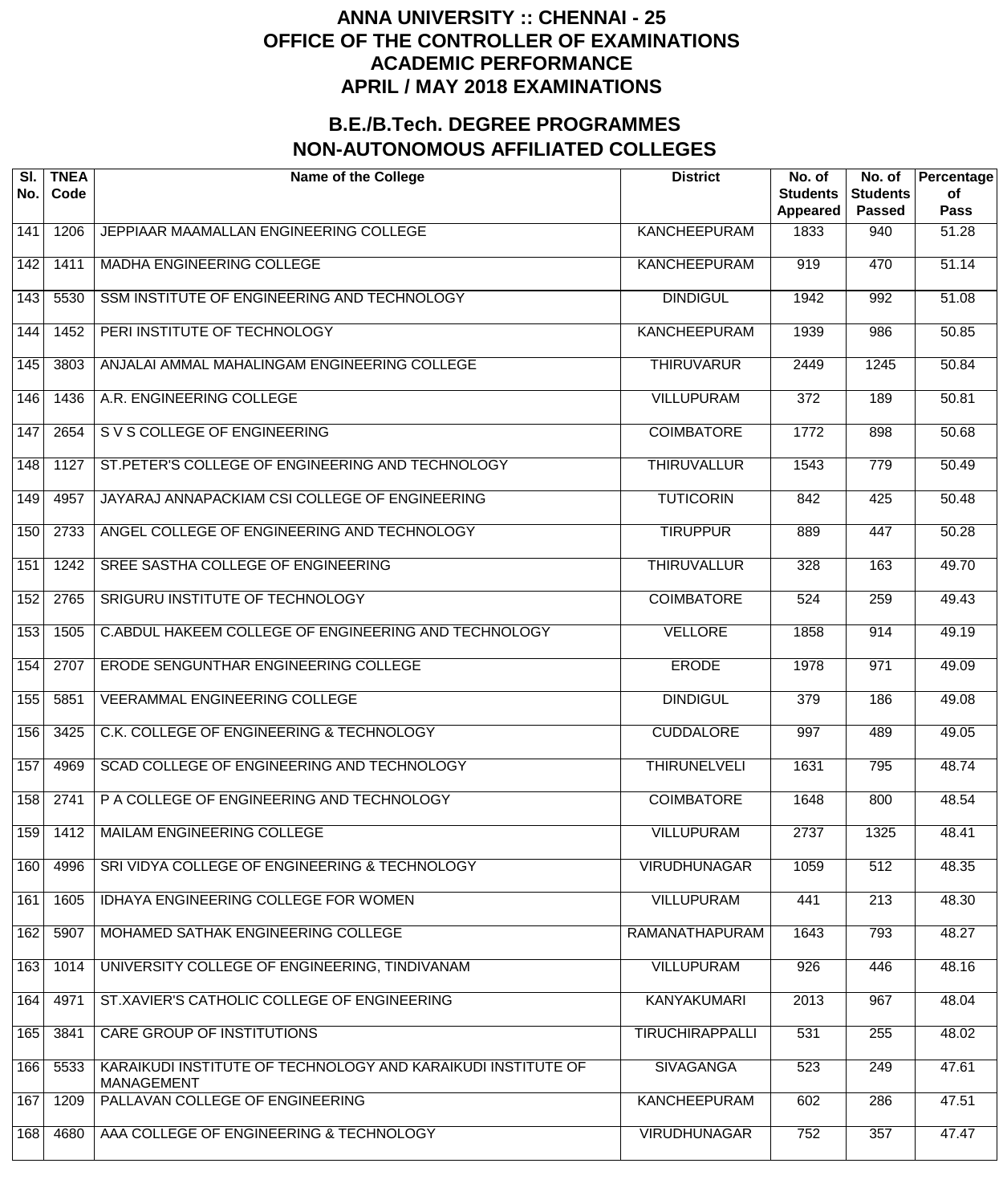# ANNA UNIVERSITY :: CHENNAI - 25
# OFFICE OF THE CONTROLLER OF EXAMINATIONS
# ACADEMIC PERFORMANCE
# APRIL / MAY 2018 EXAMINATIONS

## B.E./B.Tech. DEGREE PROGRAMMES
## NON-AUTONOMOUS AFFILIATED COLLEGES

| Sl. No. | TNEA Code | Name of the College | District | No. of Students Appeared | No. of Students Passed | Percentage of Pass |
|---|---|---|---|---|---|---|
| 141 | 1206 | JEPPIAAR MAAMALLAN ENGINEERING COLLEGE | KANCHEEPURAM | 1833 | 940 | 51.28 |
| 142 | 1411 | MADHA ENGINEERING COLLEGE | KANCHEEPURAM | 919 | 470 | 51.14 |
| 143 | 5530 | SSM INSTITUTE OF ENGINEERING AND TECHNOLOGY | DINDIGUL | 1942 | 992 | 51.08 |
| 144 | 1452 | PERI INSTITUTE OF TECHNOLOGY | KANCHEEPURAM | 1939 | 986 | 50.85 |
| 145 | 3803 | ANJALAI AMMAL MAHALINGAM ENGINEERING COLLEGE | THIRUVARUR | 2449 | 1245 | 50.84 |
| 146 | 1436 | A.R. ENGINEERING COLLEGE | VILLUPURAM | 372 | 189 | 50.81 |
| 147 | 2654 | S V S COLLEGE OF ENGINEERING | COIMBATORE | 1772 | 898 | 50.68 |
| 148 | 1127 | ST.PETER'S COLLEGE OF ENGINEERING AND TECHNOLOGY | THIRUVALLUR | 1543 | 779 | 50.49 |
| 149 | 4957 | JAYARAJ ANNAPACKIAM CSI COLLEGE OF ENGINEERING | TUTICORIN | 842 | 425 | 50.48 |
| 150 | 2733 | ANGEL COLLEGE OF ENGINEERING AND TECHNOLOGY | TIRUPPUR | 889 | 447 | 50.28 |
| 151 | 1242 | SREE SASTHA COLLEGE OF ENGINEERING | THIRUVALLUR | 328 | 163 | 49.70 |
| 152 | 2765 | SRIGURU INSTITUTE OF TECHNOLOGY | COIMBATORE | 524 | 259 | 49.43 |
| 153 | 1505 | C.ABDUL HAKEEM COLLEGE OF ENGINEERING AND TECHNOLOGY | VELLORE | 1858 | 914 | 49.19 |
| 154 | 2707 | ERODE SENGUNTHAR ENGINEERING COLLEGE | ERODE | 1978 | 971 | 49.09 |
| 155 | 5851 | VEERAMMAL ENGINEERING COLLEGE | DINDIGUL | 379 | 186 | 49.08 |
| 156 | 3425 | C.K. COLLEGE OF ENGINEERING & TECHNOLOGY | CUDDALORE | 997 | 489 | 49.05 |
| 157 | 4969 | SCAD COLLEGE OF ENGINEERING AND TECHNOLOGY | THIRUNELVELI | 1631 | 795 | 48.74 |
| 158 | 2741 | P A COLLEGE OF ENGINEERING AND TECHNOLOGY | COIMBATORE | 1648 | 800 | 48.54 |
| 159 | 1412 | MAILAM ENGINEERING COLLEGE | VILLUPURAM | 2737 | 1325 | 48.41 |
| 160 | 4996 | SRI VIDYA COLLEGE OF ENGINEERING & TECHNOLOGY | VIRUDHUNAGAR | 1059 | 512 | 48.35 |
| 161 | 1605 | IDHAYA ENGINEERING COLLEGE FOR WOMEN | VILLUPURAM | 441 | 213 | 48.30 |
| 162 | 5907 | MOHAMED SATHAK ENGINEERING COLLEGE | RAMANATHAPURAM | 1643 | 793 | 48.27 |
| 163 | 1014 | UNIVERSITY COLLEGE OF ENGINEERING, TINDIVANAM | VILLUPURAM | 926 | 446 | 48.16 |
| 164 | 4971 | ST.XAVIER'S CATHOLIC COLLEGE OF ENGINEERING | KANYAKUMARI | 2013 | 967 | 48.04 |
| 165 | 3841 | CARE GROUP OF INSTITUTIONS | TIRUCHIRAPPALLI | 531 | 255 | 48.02 |
| 166 | 5533 | KARAIKUDI INSTITUTE OF TECHNOLOGY AND KARAIKUDI INSTITUTE OF MANAGEMENT | SIVAGANGA | 523 | 249 | 47.61 |
| 167 | 1209 | PALLAVAN COLLEGE OF ENGINEERING | KANCHEEPURAM | 602 | 286 | 47.51 |
| 168 | 4680 | AAA COLLEGE OF ENGINEERING & TECHNOLOGY | VIRUDHUNAGAR | 752 | 357 | 47.47 |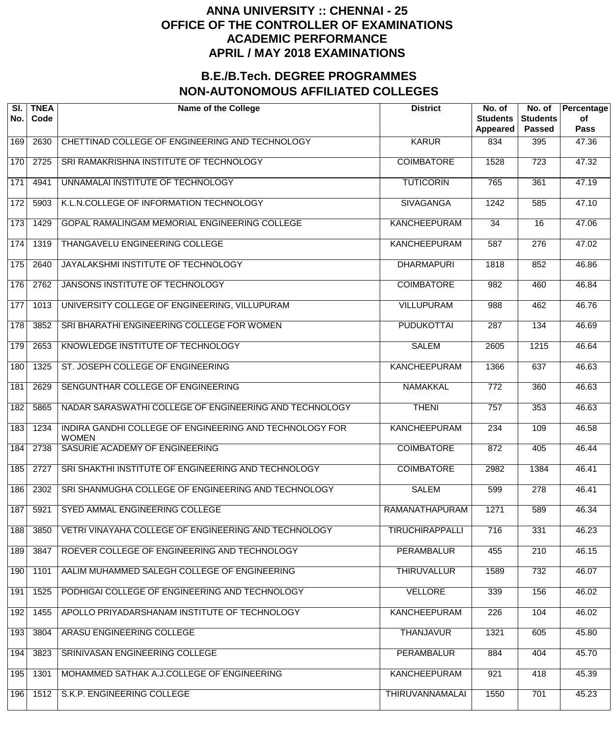# ANNA UNIVERSITY :: CHENNAI - 25
# OFFICE OF THE CONTROLLER OF EXAMINATIONS
# ACADEMIC PERFORMANCE
# APRIL / MAY 2018 EXAMINATIONS

## B.E./B.Tech. DEGREE PROGRAMMES
## NON-AUTONOMOUS AFFILIATED COLLEGES

| Sl. No. | TNEA Code | Name of the College | District | No. of Students Appeared | No. of Students Passed | Percentage of Pass |
|---|---|---|---|---|---|---|
| 169 | 2630 | CHETTINAD COLLEGE OF ENGINEERING AND TECHNOLOGY | KARUR | 834 | 395 | 47.36 |
| 170 | 2725 | SRI RAMAKRISHNA INSTITUTE OF TECHNOLOGY | COIMBATORE | 1528 | 723 | 47.32 |
| 171 | 4941 | UNNAMALAI INSTITUTE OF TECHNOLOGY | TUTICORIN | 765 | 361 | 47.19 |
| 172 | 5903 | K.L.N.COLLEGE OF INFORMATION TECHNOLOGY | SIVAGANGA | 1242 | 585 | 47.10 |
| 173 | 1429 | GOPAL RAMALINGAM MEMORIAL ENGINEERING COLLEGE | KANCHEEPURAM | 34 | 16 | 47.06 |
| 174 | 1319 | THANGAVELU ENGINEERING COLLEGE | KANCHEEPURAM | 587 | 276 | 47.02 |
| 175 | 2640 | JAYALAKSHMI INSTITUTE OF TECHNOLOGY | DHARMAPURI | 1818 | 852 | 46.86 |
| 176 | 2762 | JANSONS INSTITUTE OF TECHNOLOGY | COIMBATORE | 982 | 460 | 46.84 |
| 177 | 1013 | UNIVERSITY COLLEGE OF ENGINEERING, VILLUPURAM | VILLUPURAM | 988 | 462 | 46.76 |
| 178 | 3852 | SRI BHARATHI ENGINEERING COLLEGE FOR WOMEN | PUDUKOTTAI | 287 | 134 | 46.69 |
| 179 | 2653 | KNOWLEDGE INSTITUTE OF TECHNOLOGY | SALEM | 2605 | 1215 | 46.64 |
| 180 | 1325 | ST. JOSEPH COLLEGE OF ENGINEERING | KANCHEEPURAM | 1366 | 637 | 46.63 |
| 181 | 2629 | SENGUNTHAR COLLEGE OF ENGINEERING | NAMAKKAL | 772 | 360 | 46.63 |
| 182 | 5865 | NADAR SARASWATHI COLLEGE OF ENGINEERING AND TECHNOLOGY | THENI | 757 | 353 | 46.63 |
| 183 | 1234 | INDIRA GANDHI COLLEGE OF ENGINEERING AND TECHNOLOGY FOR WOMEN | KANCHEEPURAM | 234 | 109 | 46.58 |
| 184 | 2738 | SASURIE ACADEMY OF ENGINEERING | COIMBATORE | 872 | 405 | 46.44 |
| 185 | 2727 | SRI SHAKTHI INSTITUTE OF ENGINEERING AND TECHNOLOGY | COIMBATORE | 2982 | 1384 | 46.41 |
| 186 | 2302 | SRI SHANMUGHA COLLEGE OF ENGINEERING AND TECHNOLOGY | SALEM | 599 | 278 | 46.41 |
| 187 | 5921 | SYED AMMAL ENGINEERING COLLEGE | RAMANATHAPURAM | 1271 | 589 | 46.34 |
| 188 | 3850 | VETRI VINAYAHA COLLEGE OF ENGINEERING AND TECHNOLOGY | TIRUCHIRAPPALLI | 716 | 331 | 46.23 |
| 189 | 3847 | ROEVER COLLEGE OF ENGINEERING AND TECHNOLOGY | PERAMBALUR | 455 | 210 | 46.15 |
| 190 | 1101 | AALIM MUHAMMED SALEGH COLLEGE OF ENGINEERING | THIRUVALLUR | 1589 | 732 | 46.07 |
| 191 | 1525 | PODHIGAI COLLEGE OF ENGINEERING AND TECHNOLOGY | VELLORE | 339 | 156 | 46.02 |
| 192 | 1455 | APOLLO PRIYADARSHANAM INSTITUTE OF TECHNOLOGY | KANCHEEPURAM | 226 | 104 | 46.02 |
| 193 | 3804 | ARASU ENGINEERING COLLEGE | THANJAVUR | 1321 | 605 | 45.80 |
| 194 | 3823 | SRINIVASAN ENGINEERING COLLEGE | PERAMBALUR | 884 | 404 | 45.70 |
| 195 | 1301 | MOHAMMED SATHAK A.J.COLLEGE OF ENGINEERING | KANCHEEPURAM | 921 | 418 | 45.39 |
| 196 | 1512 | S.K.P. ENGINEERING COLLEGE | THIRUVANNAMALAI | 1550 | 701 | 45.23 |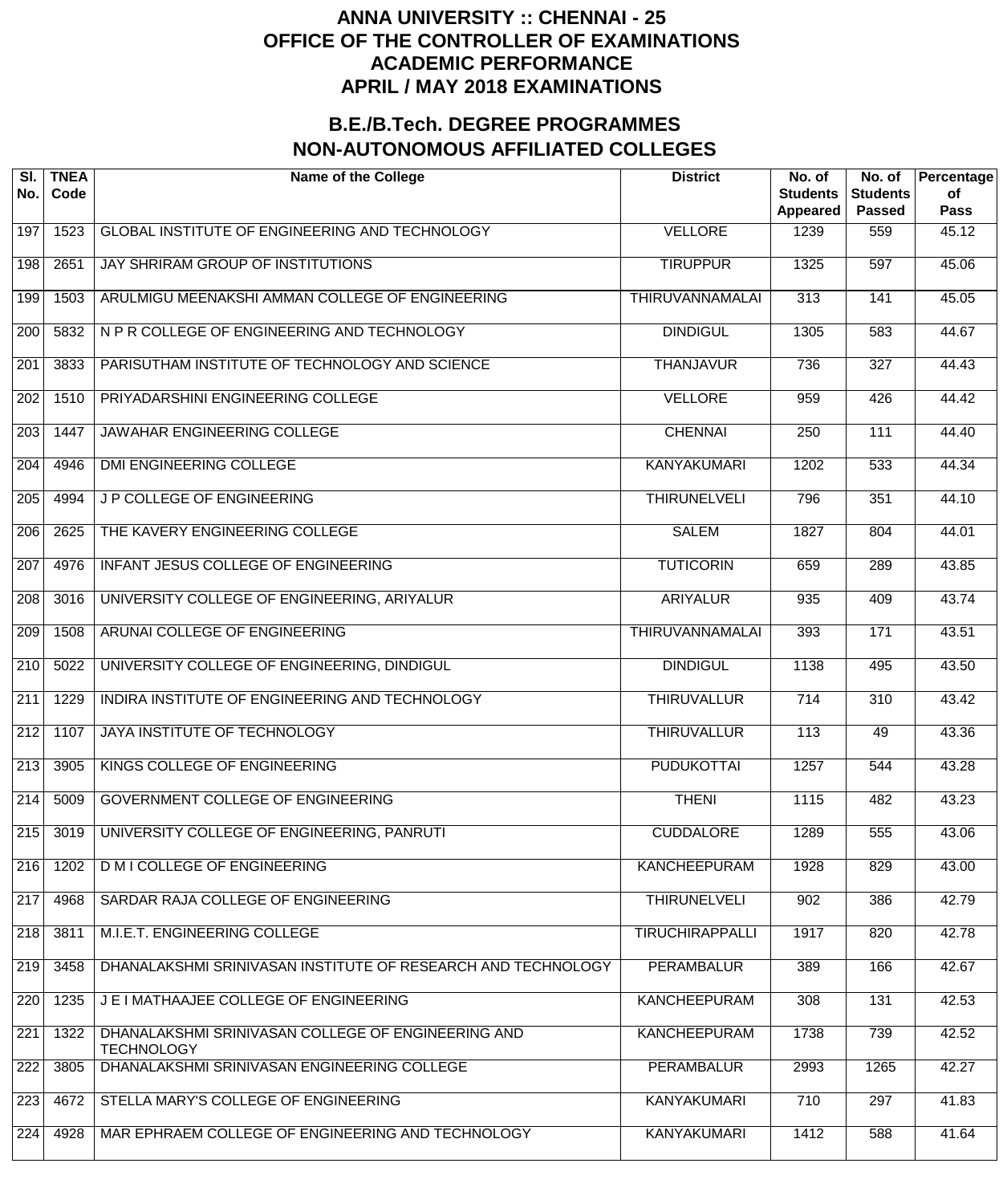# ANNA UNIVERSITY :: CHENNAI - 25
# OFFICE OF THE CONTROLLER OF EXAMINATIONS
# ACADEMIC PERFORMANCE
# APRIL / MAY 2018 EXAMINATIONS

## B.E./B.Tech. DEGREE PROGRAMMES
## NON-AUTONOMOUS AFFILIATED COLLEGES

| Sl. No. | TNEA Code | Name of the College | District | No. of Students Appeared | No. of Students Passed | Percentage of Pass |
|---|---|---|---|---|---|---|
| 197 | 1523 | GLOBAL INSTITUTE OF ENGINEERING AND TECHNOLOGY | VELLORE | 1239 | 559 | 45.12 |
| 198 | 2651 | JAY SHRIRAM GROUP OF INSTITUTIONS | TIRUPPUR | 1325 | 597 | 45.06 |
| 199 | 1503 | ARULMIGU MEENAKSHI AMMAN COLLEGE OF ENGINEERING | THIRUVANNAMALAI | 313 | 141 | 45.05 |
| 200 | 5832 | N P R COLLEGE OF ENGINEERING AND TECHNOLOGY | DINDIGUL | 1305 | 583 | 44.67 |
| 201 | 3833 | PARISUTHAM INSTITUTE OF TECHNOLOGY AND SCIENCE | THANJAVUR | 736 | 327 | 44.43 |
| 202 | 1510 | PRIYADARSHINI ENGINEERING COLLEGE | VELLORE | 959 | 426 | 44.42 |
| 203 | 1447 | JAWAHAR ENGINEERING COLLEGE | CHENNAI | 250 | 111 | 44.40 |
| 204 | 4946 | DMI ENGINEERING COLLEGE | KANYAKUMARI | 1202 | 533 | 44.34 |
| 205 | 4994 | J P COLLEGE OF ENGINEERING | THIRUNELVELI | 796 | 351 | 44.10 |
| 206 | 2625 | THE KAVERY ENGINEERING COLLEGE | SALEM | 1827 | 804 | 44.01 |
| 207 | 4976 | INFANT JESUS COLLEGE OF ENGINEERING | TUTICORIN | 659 | 289 | 43.85 |
| 208 | 3016 | UNIVERSITY COLLEGE OF ENGINEERING, ARIYALUR | ARIYALUR | 935 | 409 | 43.74 |
| 209 | 1508 | ARUNAI COLLEGE OF ENGINEERING | THIRUVANNAMALAI | 393 | 171 | 43.51 |
| 210 | 5022 | UNIVERSITY COLLEGE OF ENGINEERING, DINDIGUL | DINDIGUL | 1138 | 495 | 43.50 |
| 211 | 1229 | INDIRA INSTITUTE OF ENGINEERING AND TECHNOLOGY | THIRUVALLUR | 714 | 310 | 43.42 |
| 212 | 1107 | JAYA INSTITUTE OF TECHNOLOGY | THIRUVALLUR | 113 | 49 | 43.36 |
| 213 | 3905 | KINGS COLLEGE OF ENGINEERING | PUDUKOTTAI | 1257 | 544 | 43.28 |
| 214 | 5009 | GOVERNMENT COLLEGE OF ENGINEERING | THENI | 1115 | 482 | 43.23 |
| 215 | 3019 | UNIVERSITY COLLEGE OF ENGINEERING, PANRUTI | CUDDALORE | 1289 | 555 | 43.06 |
| 216 | 1202 | D M I COLLEGE OF ENGINEERING | KANCHEEPURAM | 1928 | 829 | 43.00 |
| 217 | 4968 | SARDAR RAJA COLLEGE OF ENGINEERING | THIRUNELVELI | 902 | 386 | 42.79 |
| 218 | 3811 | M.I.E.T. ENGINEERING COLLEGE | TIRUCHIRAPPALLI | 1917 | 820 | 42.78 |
| 219 | 3458 | DHANALAKSHMI SRINIVASAN INSTITUTE OF RESEARCH AND TECHNOLOGY | PERAMBALUR | 389 | 166 | 42.67 |
| 220 | 1235 | J E I MATHAAJEE COLLEGE OF ENGINEERING | KANCHEEPURAM | 308 | 131 | 42.53 |
| 221 | 1322 | DHANALAKSHMI SRINIVASAN COLLEGE OF ENGINEERING AND TECHNOLOGY | KANCHEEPURAM | 1738 | 739 | 42.52 |
| 222 | 3805 | DHANALAKSHMI SRINIVASAN ENGINEERING COLLEGE | PERAMBALUR | 2993 | 1265 | 42.27 |
| 223 | 4672 | STELLA MARY'S COLLEGE OF ENGINEERING | KANYAKUMARI | 710 | 297 | 41.83 |
| 224 | 4928 | MAR EPHRAEM COLLEGE OF ENGINEERING AND TECHNOLOGY | KANYAKUMARI | 1412 | 588 | 41.64 |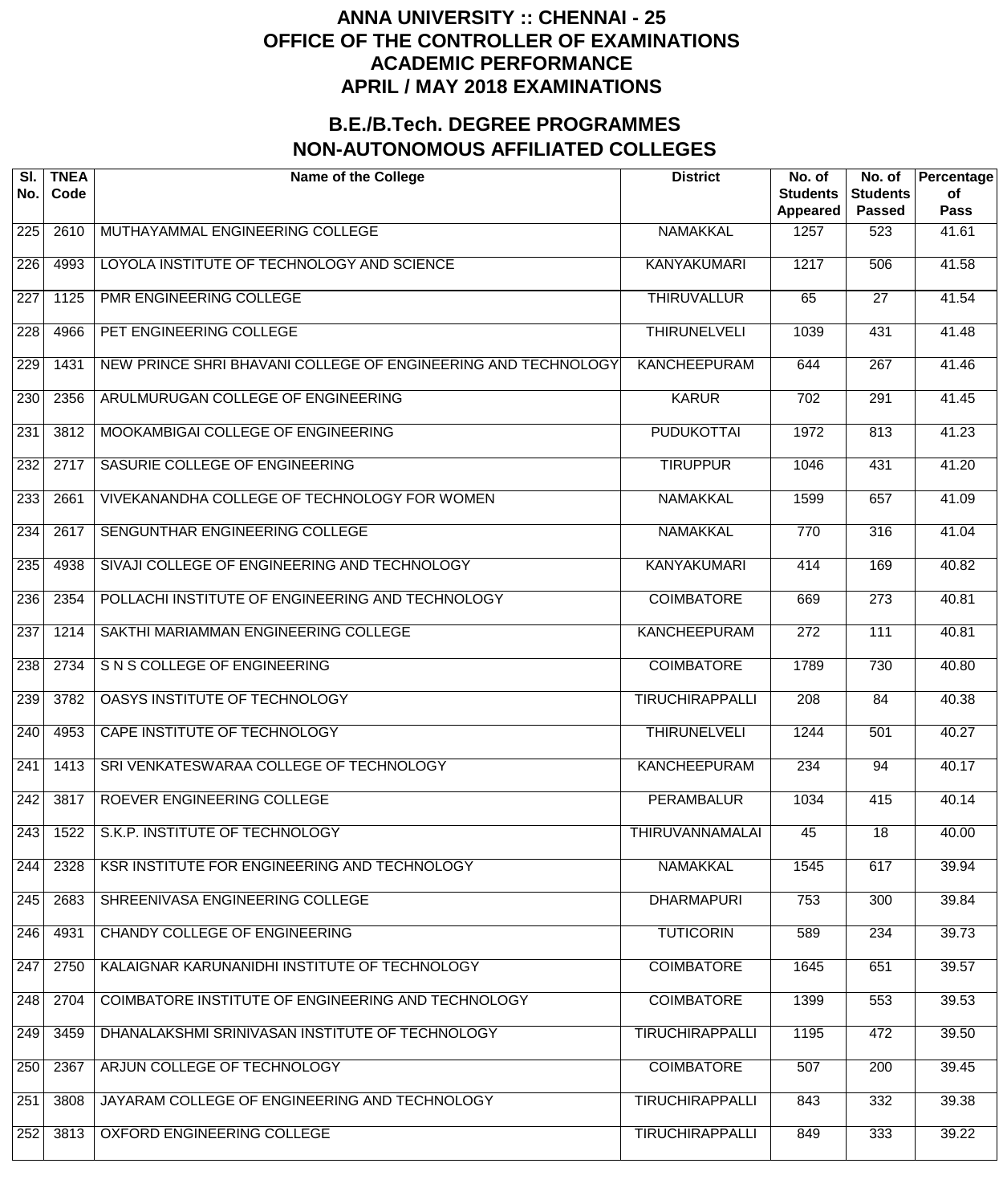# ANNA UNIVERSITY :: CHENNAI - 25
# OFFICE OF THE CONTROLLER OF EXAMINATIONS
# ACADEMIC PERFORMANCE
# APRIL / MAY 2018 EXAMINATIONS

## B.E./B.Tech. DEGREE PROGRAMMES
## NON-AUTONOMOUS AFFILIATED COLLEGES

| Sl. No. | TNEA Code | Name of the College | District | No. of Students Appeared | No. of Students Passed | Percentage of Pass |
|---|---|---|---|---|---|---|
| 225 | 2610 | MUTHAYAMMAL ENGINEERING COLLEGE | NAMAKKAL | 1257 | 523 | 41.61 |
| 226 | 4993 | LOYOLA INSTITUTE OF TECHNOLOGY AND SCIENCE | KANYAKUMARI | 1217 | 506 | 41.58 |
| 227 | 1125 | PMR ENGINEERING COLLEGE | THIRUVALLUR | 65 | 27 | 41.54 |
| 228 | 4966 | PET ENGINEERING COLLEGE | THIRUNELVELI | 1039 | 431 | 41.48 |
| 229 | 1431 | NEW PRINCE SHRI BHAVANI COLLEGE OF ENGINEERING AND TECHNOLOGY | KANCHEEPURAM | 644 | 267 | 41.46 |
| 230 | 2356 | ARULMURUGAN COLLEGE OF ENGINEERING | KARUR | 702 | 291 | 41.45 |
| 231 | 3812 | MOOKAMBIGAI COLLEGE OF ENGINEERING | PUDUKOTTAI | 1972 | 813 | 41.23 |
| 232 | 2717 | SASURIE COLLEGE OF ENGINEERING | TIRUPPUR | 1046 | 431 | 41.20 |
| 233 | 2661 | VIVEKANANDHA COLLEGE OF TECHNOLOGY FOR WOMEN | NAMAKKAL | 1599 | 657 | 41.09 |
| 234 | 2617 | SENGUNTHAR ENGINEERING COLLEGE | NAMAKKAL | 770 | 316 | 41.04 |
| 235 | 4938 | SIVAJI COLLEGE OF ENGINEERING AND TECHNOLOGY | KANYAKUMARI | 414 | 169 | 40.82 |
| 236 | 2354 | POLLACHI INSTITUTE OF ENGINEERING AND TECHNOLOGY | COIMBATORE | 669 | 273 | 40.81 |
| 237 | 1214 | SAKTHI MARIAMMAN ENGINEERING COLLEGE | KANCHEEPURAM | 272 | 111 | 40.81 |
| 238 | 2734 | S N S COLLEGE OF ENGINEERING | COIMBATORE | 1789 | 730 | 40.80 |
| 239 | 3782 | OASYS INSTITUTE OF TECHNOLOGY | TIRUCHIRAPPALLI | 208 | 84 | 40.38 |
| 240 | 4953 | CAPE INSTITUTE OF TECHNOLOGY | THIRUNELVELI | 1244 | 501 | 40.27 |
| 241 | 1413 | SRI VENKATESWARAA COLLEGE OF TECHNOLOGY | KANCHEEPURAM | 234 | 94 | 40.17 |
| 242 | 3817 | ROEVER ENGINEERING COLLEGE | PERAMBALUR | 1034 | 415 | 40.14 |
| 243 | 1522 | S.K.P. INSTITUTE OF TECHNOLOGY | THIRUVANNAMALAI | 45 | 18 | 40.00 |
| 244 | 2328 | KSR INSTITUTE FOR ENGINEERING AND TECHNOLOGY | NAMAKKAL | 1545 | 617 | 39.94 |
| 245 | 2683 | SHREENIVASA ENGINEERING COLLEGE | DHARMAPURI | 753 | 300 | 39.84 |
| 246 | 4931 | CHANDY COLLEGE OF ENGINEERING | TUTICORIN | 589 | 234 | 39.73 |
| 247 | 2750 | KALAIGNAR KARUNANIDHI INSTITUTE OF TECHNOLOGY | COIMBATORE | 1645 | 651 | 39.57 |
| 248 | 2704 | COIMBATORE INSTITUTE OF ENGINEERING AND TECHNOLOGY | COIMBATORE | 1399 | 553 | 39.53 |
| 249 | 3459 | DHANALAKSHMI SRINIVASAN INSTITUTE OF TECHNOLOGY | TIRUCHIRAPPALLI | 1195 | 472 | 39.50 |
| 250 | 2367 | ARJUN COLLEGE OF TECHNOLOGY | COIMBATORE | 507 | 200 | 39.45 |
| 251 | 3808 | JAYARAM COLLEGE OF ENGINEERING AND TECHNOLOGY | TIRUCHIRAPPALLI | 843 | 332 | 39.38 |
| 252 | 3813 | OXFORD ENGINEERING COLLEGE | TIRUCHIRAPPALLI | 849 | 333 | 39.22 |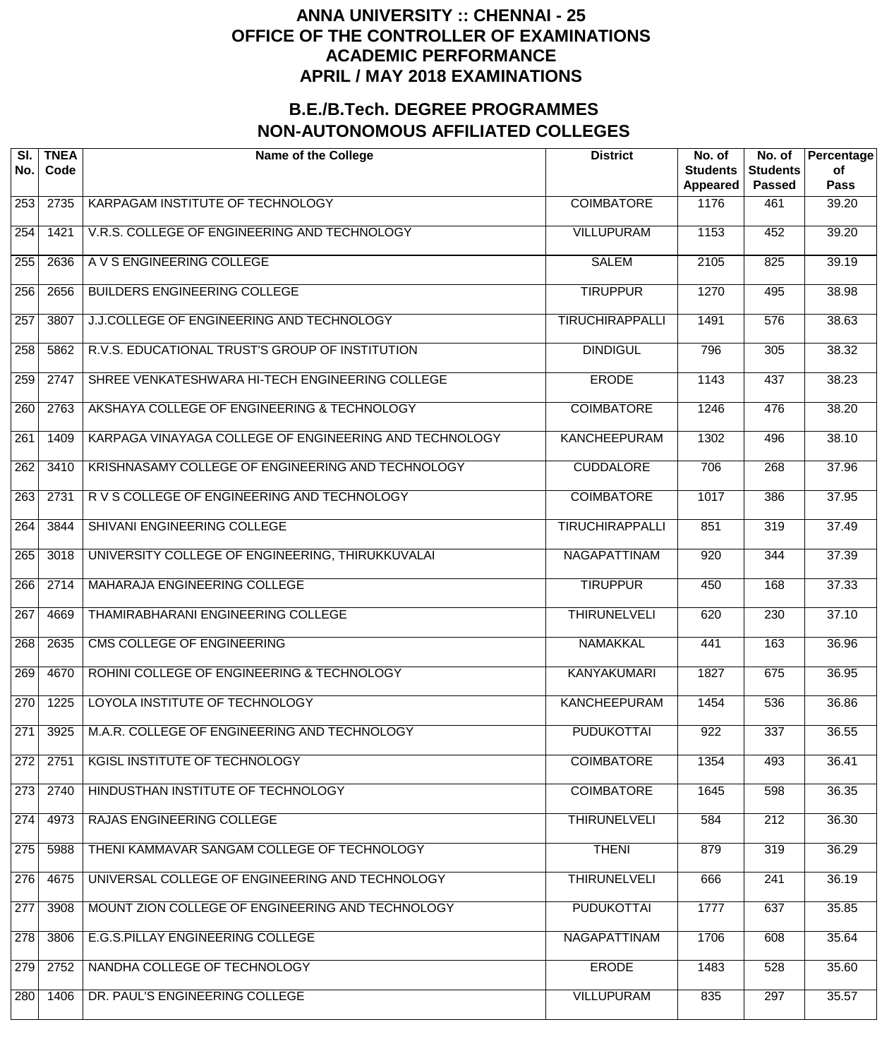# ANNA UNIVERSITY :: CHENNAI - 25
# OFFICE OF THE CONTROLLER OF EXAMINATIONS
# ACADEMIC PERFORMANCE
# APRIL / MAY 2018 EXAMINATIONS

## B.E./B.Tech. DEGREE PROGRAMMES
## NON-AUTONOMOUS AFFILIATED COLLEGES

| Sl. No. | TNEA Code | Name of the College | District | No. of Students Appeared | No. of Students Passed | Percentage of Pass |
|---|---|---|---|---|---|---|
| 253 | 2735 | KARPAGAM INSTITUTE OF TECHNOLOGY | COIMBATORE | 1176 | 461 | 39.20 |
| 254 | 1421 | V.R.S. COLLEGE OF ENGINEERING AND TECHNOLOGY | VILLUPURAM | 1153 | 452 | 39.20 |
| 255 | 2636 | A V S ENGINEERING COLLEGE | SALEM | 2105 | 825 | 39.19 |
| 256 | 2656 | BUILDERS ENGINEERING COLLEGE | TIRUPPUR | 1270 | 495 | 38.98 |
| 257 | 3807 | J.J.COLLEGE OF ENGINEERING AND TECHNOLOGY | TIRUCHIRAPPALLI | 1491 | 576 | 38.63 |
| 258 | 5862 | R.V.S. EDUCATIONAL TRUST'S GROUP OF INSTITUTION | DINDIGUL | 796 | 305 | 38.32 |
| 259 | 2747 | SHREE VENKATESHWARA HI-TECH ENGINEERING COLLEGE | ERODE | 1143 | 437 | 38.23 |
| 260 | 2763 | AKSHAYA COLLEGE OF ENGINEERING & TECHNOLOGY | COIMBATORE | 1246 | 476 | 38.20 |
| 261 | 1409 | KARPAGA VINAYAGA COLLEGE OF ENGINEERING AND TECHNOLOGY | KANCHEEPURAM | 1302 | 496 | 38.10 |
| 262 | 3410 | KRISHNASAMY COLLEGE OF ENGINEERING AND TECHNOLOGY | CUDDALORE | 706 | 268 | 37.96 |
| 263 | 2731 | R V S COLLEGE OF ENGINEERING AND TECHNOLOGY | COIMBATORE | 1017 | 386 | 37.95 |
| 264 | 3844 | SHIVANI ENGINEERING COLLEGE | TIRUCHIRAPPALLI | 851 | 319 | 37.49 |
| 265 | 3018 | UNIVERSITY COLLEGE OF ENGINEERING, THIRUKKUVALAI | NAGAPATTINAM | 920 | 344 | 37.39 |
| 266 | 2714 | MAHARAJA ENGINEERING COLLEGE | TIRUPPUR | 450 | 168 | 37.33 |
| 267 | 4669 | THAMIRABHARANI ENGINEERING COLLEGE | THIRUNELVELI | 620 | 230 | 37.10 |
| 268 | 2635 | CMS COLLEGE OF ENGINEERING | NAMAKKAL | 441 | 163 | 36.96 |
| 269 | 4670 | ROHINI COLLEGE OF ENGINEERING & TECHNOLOGY | KANYAKUMARI | 1827 | 675 | 36.95 |
| 270 | 1225 | LOYOLA INSTITUTE OF TECHNOLOGY | KANCHEEPURAM | 1454 | 536 | 36.86 |
| 271 | 3925 | M.A.R. COLLEGE OF ENGINEERING AND TECHNOLOGY | PUDUKOTTAI | 922 | 337 | 36.55 |
| 272 | 2751 | KGISL INSTITUTE OF TECHNOLOGY | COIMBATORE | 1354 | 493 | 36.41 |
| 273 | 2740 | HINDUSTHAN INSTITUTE OF TECHNOLOGY | COIMBATORE | 1645 | 598 | 36.35 |
| 274 | 4973 | RAJAS ENGINEERING COLLEGE | THIRUNELVELI | 584 | 212 | 36.30 |
| 275 | 5988 | THENI KAMMAVAR SANGAM COLLEGE OF TECHNOLOGY | THENI | 879 | 319 | 36.29 |
| 276 | 4675 | UNIVERSAL COLLEGE OF ENGINEERING AND TECHNOLOGY | THIRUNELVELI | 666 | 241 | 36.19 |
| 277 | 3908 | MOUNT ZION COLLEGE OF ENGINEERING AND TECHNOLOGY | PUDUKOTTAI | 1777 | 637 | 35.85 |
| 278 | 3806 | E.G.S.PILLAY ENGINEERING COLLEGE | NAGAPATTINAM | 1706 | 608 | 35.64 |
| 279 | 2752 | NANDHA COLLEGE OF TECHNOLOGY | ERODE | 1483 | 528 | 35.60 |
| 280 | 1406 | DR. PAUL'S ENGINEERING COLLEGE | VILLUPURAM | 835 | 297 | 35.57 |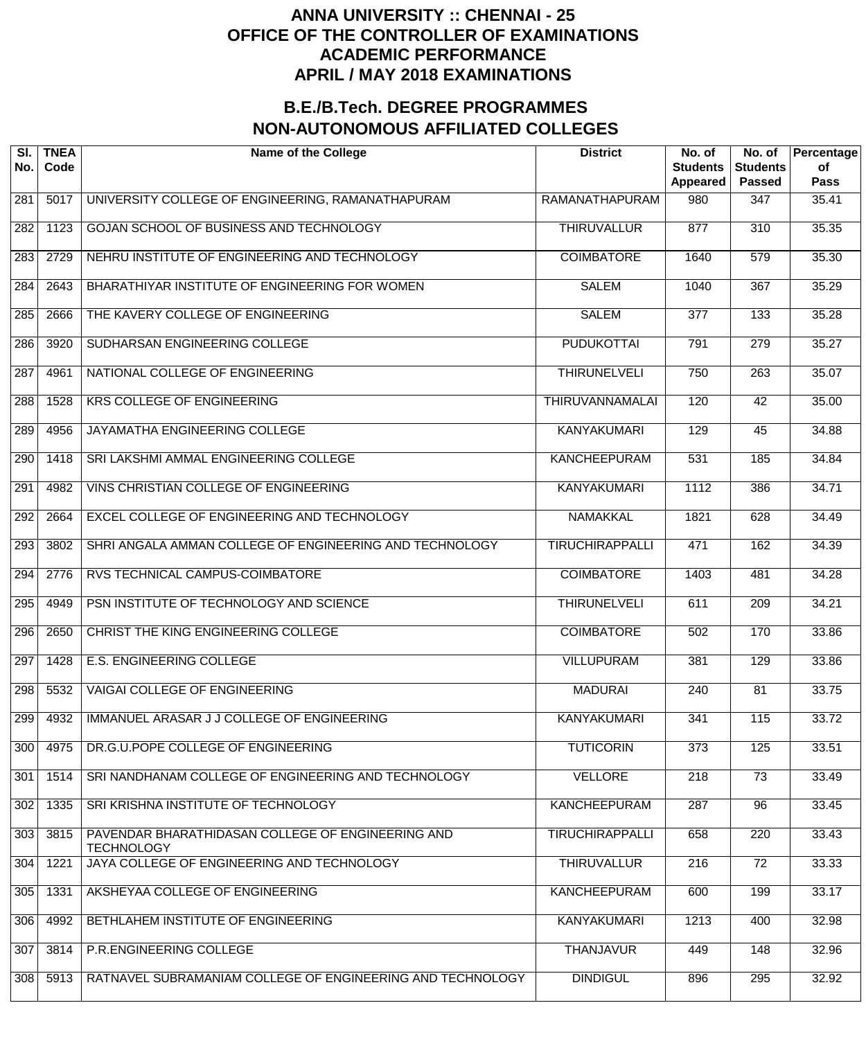# ANNA UNIVERSITY :: CHENNAI - 25
# OFFICE OF THE CONTROLLER OF EXAMINATIONS
# ACADEMIC PERFORMANCE
# APRIL / MAY 2018 EXAMINATIONS

## B.E./B.Tech. DEGREE PROGRAMMES
## NON-AUTONOMOUS AFFILIATED COLLEGES

| Sl. No. | TNEA Code | Name of the College | District | No. of Students Appeared | No. of Students Passed | Percentage of Pass |
|---|---|---|---|---|---|---|
| 281 | 5017 | UNIVERSITY COLLEGE OF ENGINEERING, RAMANATHAPURAM | RAMANATHAPURAM | 980 | 347 | 35.41 |
| 282 | 1123 | GOJAN SCHOOL OF BUSINESS AND TECHNOLOGY | THIRUVALLUR | 877 | 310 | 35.35 |
| 283 | 2729 | NEHRU INSTITUTE OF ENGINEERING AND TECHNOLOGY | COIMBATORE | 1640 | 579 | 35.30 |
| 284 | 2643 | BHARATHIYAR INSTITUTE OF ENGINEERING FOR WOMEN | SALEM | 1040 | 367 | 35.29 |
| 285 | 2666 | THE KAVERY COLLEGE OF ENGINEERING | SALEM | 377 | 133 | 35.28 |
| 286 | 3920 | SUDHARSAN ENGINEERING COLLEGE | PUDUKOTTAI | 791 | 279 | 35.27 |
| 287 | 4961 | NATIONAL COLLEGE OF ENGINEERING | THIRUNELVELI | 750 | 263 | 35.07 |
| 288 | 1528 | KRS COLLEGE OF ENGINEERING | THIRUVANNAMALAI | 120 | 42 | 35.00 |
| 289 | 4956 | JAYAMATHA ENGINEERING COLLEGE | KANYAKUMARI | 129 | 45 | 34.88 |
| 290 | 1418 | SRI LAKSHMI AMMAL ENGINEERING COLLEGE | KANCHEEPURAM | 531 | 185 | 34.84 |
| 291 | 4982 | VINS CHRISTIAN COLLEGE OF ENGINEERING | KANYAKUMARI | 1112 | 386 | 34.71 |
| 292 | 2664 | EXCEL COLLEGE OF ENGINEERING AND TECHNOLOGY | NAMAKKAL | 1821 | 628 | 34.49 |
| 293 | 3802 | SHRI ANGALA AMMAN COLLEGE OF ENGINEERING AND TECHNOLOGY | TIRUCHIRAPPALLI | 471 | 162 | 34.39 |
| 294 | 2776 | RVS TECHNICAL CAMPUS-COIMBATORE | COIMBATORE | 1403 | 481 | 34.28 |
| 295 | 4949 | PSN INSTITUTE OF TECHNOLOGY AND SCIENCE | THIRUNELVELI | 611 | 209 | 34.21 |
| 296 | 2650 | CHRIST THE KING ENGINEERING COLLEGE | COIMBATORE | 502 | 170 | 33.86 |
| 297 | 1428 | E.S. ENGINEERING COLLEGE | VILLUPURAM | 381 | 129 | 33.86 |
| 298 | 5532 | VAIGAI COLLEGE OF ENGINEERING | MADURAI | 240 | 81 | 33.75 |
| 299 | 4932 | IMMANUEL ARASAR J J COLLEGE OF ENGINEERING | KANYAKUMARI | 341 | 115 | 33.72 |
| 300 | 4975 | DR.G.U.POPE COLLEGE OF ENGINEERING | TUTICORIN | 373 | 125 | 33.51 |
| 301 | 1514 | SRI NANDHANAM COLLEGE OF ENGINEERING AND TECHNOLOGY | VELLORE | 218 | 73 | 33.49 |
| 302 | 1335 | SRI KRISHNA INSTITUTE OF TECHNOLOGY | KANCHEEPURAM | 287 | 96 | 33.45 |
| 303 | 3815 | PAVENDAR BHARATHIDASAN COLLEGE OF ENGINEERING AND TECHNOLOGY | TIRUCHIRAPPALLI | 658 | 220 | 33.43 |
| 304 | 1221 | JAYA COLLEGE OF ENGINEERING AND TECHNOLOGY | THIRUVALLUR | 216 | 72 | 33.33 |
| 305 | 1331 | AKSHEYAA COLLEGE OF ENGINEERING | KANCHEEPURAM | 600 | 199 | 33.17 |
| 306 | 4992 | BETHLAHEM INSTITUTE OF ENGINEERING | KANYAKUMARI | 1213 | 400 | 32.98 |
| 307 | 3814 | P.R.ENGINEERING COLLEGE | THANJAVUR | 449 | 148 | 32.96 |
| 308 | 5913 | RATNAVEL SUBRAMANIAM COLLEGE OF ENGINEERING AND TECHNOLOGY | DINDIGUL | 896 | 295 | 32.92 |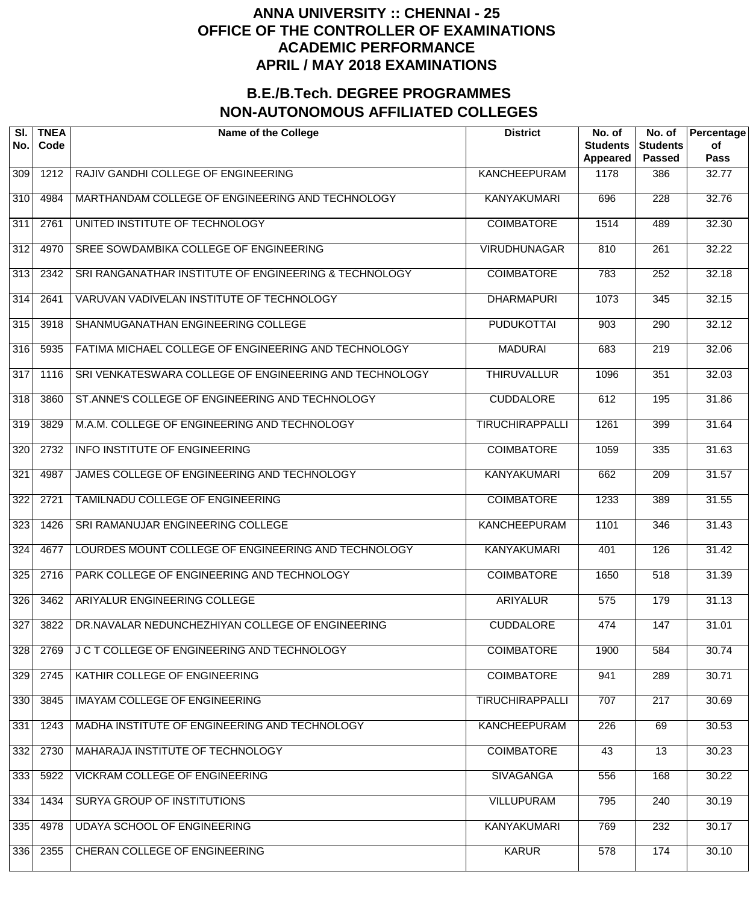# ANNA UNIVERSITY :: CHENNAI - 25
# OFFICE OF THE CONTROLLER OF EXAMINATIONS
# ACADEMIC PERFORMANCE
# APRIL / MAY 2018 EXAMINATIONS

## B.E./B.Tech. DEGREE PROGRAMMES
## NON-AUTONOMOUS AFFILIATED COLLEGES

| Sl. No. | TNEA Code | Name of the College | District | No. of Students Appeared | No. of Students Passed | Percentage of Pass |
|---|---|---|---|---|---|---|
| 309 | 1212 | RAJIV GANDHI COLLEGE OF ENGINEERING | KANCHEEPURAM | 1178 | 386 | 32.77 |
| 310 | 4984 | MARTHANDAM COLLEGE OF ENGINEERING AND TECHNOLOGY | KANYAKUMARI | 696 | 228 | 32.76 |
| 311 | 2761 | UNITED INSTITUTE OF TECHNOLOGY | COIMBATORE | 1514 | 489 | 32.30 |
| 312 | 4970 | SREE SOWDAMBIKA COLLEGE OF ENGINEERING | VIRUDHUNAGAR | 810 | 261 | 32.22 |
| 313 | 2342 | SRI RANGANATHAR INSTITUTE OF ENGINEERING & TECHNOLOGY | COIMBATORE | 783 | 252 | 32.18 |
| 314 | 2641 | VARUVAN VADIVELAN INSTITUTE OF TECHNOLOGY | DHARMAPURI | 1073 | 345 | 32.15 |
| 315 | 3918 | SHANMUGANATHAN ENGINEERING COLLEGE | PUDUKOTTAI | 903 | 290 | 32.12 |
| 316 | 5935 | FATIMA MICHAEL COLLEGE OF ENGINEERING AND TECHNOLOGY | MADURAI | 683 | 219 | 32.06 |
| 317 | 1116 | SRI VENKATESWARA COLLEGE OF ENGINEERING AND TECHNOLOGY | THIRUVALLUR | 1096 | 351 | 32.03 |
| 318 | 3860 | ST.ANNE'S COLLEGE OF ENGINEERING AND TECHNOLOGY | CUDDALORE | 612 | 195 | 31.86 |
| 319 | 3829 | M.A.M. COLLEGE OF ENGINEERING AND TECHNOLOGY | TIRUCHIRAPPALLI | 1261 | 399 | 31.64 |
| 320 | 2732 | INFO INSTITUTE OF ENGINEERING | COIMBATORE | 1059 | 335 | 31.63 |
| 321 | 4987 | JAMES COLLEGE OF ENGINEERING AND TECHNOLOGY | KANYAKUMARI | 662 | 209 | 31.57 |
| 322 | 2721 | TAMILNADU COLLEGE OF ENGINEERING | COIMBATORE | 1233 | 389 | 31.55 |
| 323 | 1426 | SRI RAMANUJAR ENGINEERING COLLEGE | KANCHEEPURAM | 1101 | 346 | 31.43 |
| 324 | 4677 | LOURDES MOUNT COLLEGE OF ENGINEERING AND TECHNOLOGY | KANYAKUMARI | 401 | 126 | 31.42 |
| 325 | 2716 | PARK COLLEGE OF ENGINEERING AND TECHNOLOGY | COIMBATORE | 1650 | 518 | 31.39 |
| 326 | 3462 | ARIYALUR ENGINEERING COLLEGE | ARIYALUR | 575 | 179 | 31.13 |
| 327 | 3822 | DR.NAVALAR NEDUNCHEZHIYAN COLLEGE OF ENGINEERING | CUDDALORE | 474 | 147 | 31.01 |
| 328 | 2769 | J C T COLLEGE OF ENGINEERING AND TECHNOLOGY | COIMBATORE | 1900 | 584 | 30.74 |
| 329 | 2745 | KATHIR COLLEGE OF ENGINEERING | COIMBATORE | 941 | 289 | 30.71 |
| 330 | 3845 | IMAYAM COLLEGE OF ENGINEERING | TIRUCHIRAPPALLI | 707 | 217 | 30.69 |
| 331 | 1243 | MADHA INSTITUTE OF ENGINEERING AND TECHNOLOGY | KANCHEEPURAM | 226 | 69 | 30.53 |
| 332 | 2730 | MAHARAJA INSTITUTE OF TECHNOLOGY | COIMBATORE | 43 | 13 | 30.23 |
| 333 | 5922 | VICKRAM COLLEGE OF ENGINEERING | SIVAGANGA | 556 | 168 | 30.22 |
| 334 | 1434 | SURYA GROUP OF INSTITUTIONS | VILLUPURAM | 795 | 240 | 30.19 |
| 335 | 4978 | UDAYA SCHOOL OF ENGINEERING | KANYAKUMARI | 769 | 232 | 30.17 |
| 336 | 2355 | CHERAN COLLEGE OF ENGINEERING | KARUR | 578 | 174 | 30.10 |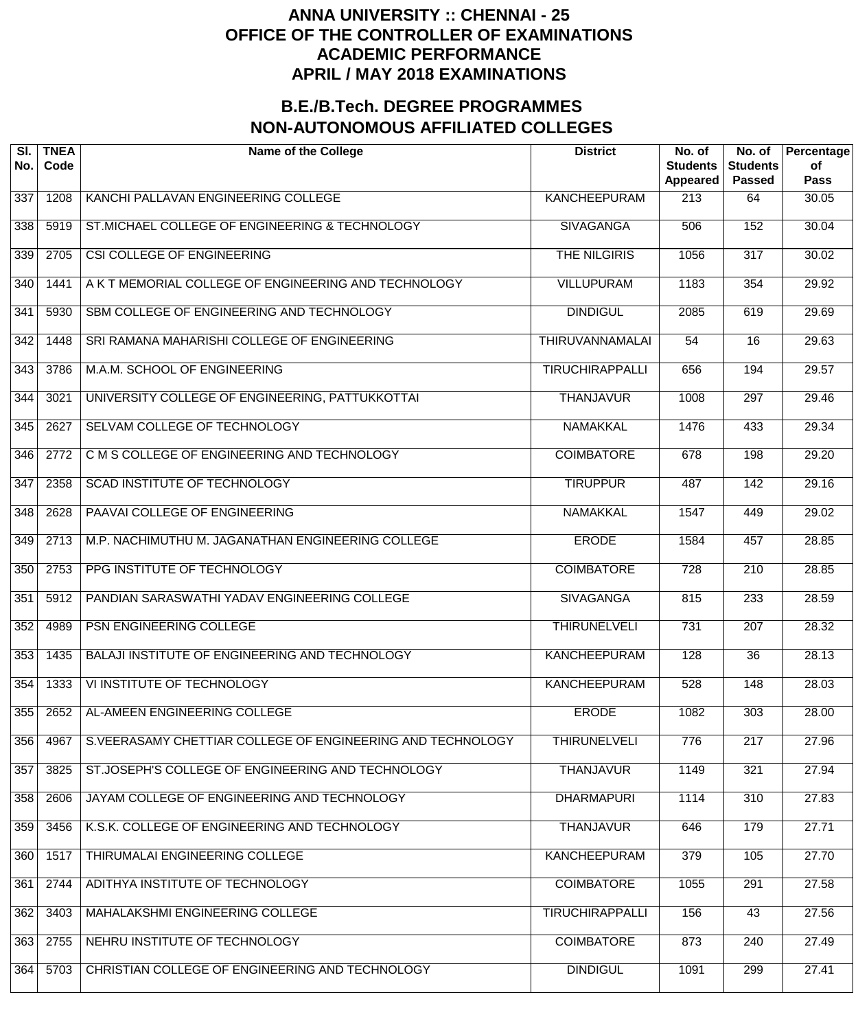# ANNA UNIVERSITY :: CHENNAI - 25
# OFFICE OF THE CONTROLLER OF EXAMINATIONS
# ACADEMIC PERFORMANCE
# APRIL / MAY 2018 EXAMINATIONS

## B.E./B.Tech. DEGREE PROGRAMMES
## NON-AUTONOMOUS AFFILIATED COLLEGES

| Sl. No. | TNEA Code | Name of the College | District | No. of Students Appeared | No. of Students Passed | Percentage of Pass |
|---|---|---|---|---|---|---|
| 337 | 1208 | KANCHI PALLAVAN ENGINEERING COLLEGE | KANCHEEPURAM | 213 | 64 | 30.05 |
| 338 | 5919 | ST.MICHAEL COLLEGE OF ENGINEERING & TECHNOLOGY | SIVAGANGA | 506 | 152 | 30.04 |
| 339 | 2705 | CSI COLLEGE OF ENGINEERING | THE NILGIRIS | 1056 | 317 | 30.02 |
| 340 | 1441 | A K T MEMORIAL COLLEGE OF ENGINEERING AND TECHNOLOGY | VILLUPURAM | 1183 | 354 | 29.92 |
| 341 | 5930 | SBM COLLEGE OF ENGINEERING AND TECHNOLOGY | DINDIGUL | 2085 | 619 | 29.69 |
| 342 | 1448 | SRI RAMANA MAHARISHI COLLEGE OF ENGINEERING | THIRUVANNAMALAI | 54 | 16 | 29.63 |
| 343 | 3786 | M.A.M. SCHOOL OF ENGINEERING | TIRUCHIRAPPALLI | 656 | 194 | 29.57 |
| 344 | 3021 | UNIVERSITY COLLEGE OF ENGINEERING, PATTUKKOTTAI | THANJAVUR | 1008 | 297 | 29.46 |
| 345 | 2627 | SELVAM COLLEGE OF TECHNOLOGY | NAMAKKAL | 1476 | 433 | 29.34 |
| 346 | 2772 | C M S COLLEGE OF ENGINEERING AND TECHNOLOGY | COIMBATORE | 678 | 198 | 29.20 |
| 347 | 2358 | SCAD INSTITUTE OF TECHNOLOGY | TIRUPPUR | 487 | 142 | 29.16 |
| 348 | 2628 | PAAVAI COLLEGE OF ENGINEERING | NAMAKKAL | 1547 | 449 | 29.02 |
| 349 | 2713 | M.P. NACHIMUTHU M. JAGANATHAN ENGINEERING COLLEGE | ERODE | 1584 | 457 | 28.85 |
| 350 | 2753 | PPG INSTITUTE OF TECHNOLOGY | COIMBATORE | 728 | 210 | 28.85 |
| 351 | 5912 | PANDIAN SARASWATHI YADAV ENGINEERING COLLEGE | SIVAGANGA | 815 | 233 | 28.59 |
| 352 | 4989 | PSN ENGINEERING COLLEGE | THIRUNELVELI | 731 | 207 | 28.32 |
| 353 | 1435 | BALAJI INSTITUTE OF ENGINEERING AND TECHNOLOGY | KANCHEEPURAM | 128 | 36 | 28.13 |
| 354 | 1333 | VI INSTITUTE OF TECHNOLOGY | KANCHEEPURAM | 528 | 148 | 28.03 |
| 355 | 2652 | AL-AMEEN ENGINEERING COLLEGE | ERODE | 1082 | 303 | 28.00 |
| 356 | 4967 | S.VEERASAMY CHETTIAR COLLEGE OF ENGINEERING AND TECHNOLOGY | THIRUNELVELI | 776 | 217 | 27.96 |
| 357 | 3825 | ST.JOSEPH'S COLLEGE OF ENGINEERING AND TECHNOLOGY | THANJAVUR | 1149 | 321 | 27.94 |
| 358 | 2606 | JAYAM COLLEGE OF ENGINEERING AND TECHNOLOGY | DHARMAPURI | 1114 | 310 | 27.83 |
| 359 | 3456 | K.S.K. COLLEGE OF ENGINEERING AND TECHNOLOGY | THANJAVUR | 646 | 179 | 27.71 |
| 360 | 1517 | THIRUMALAI ENGINEERING COLLEGE | KANCHEEPURAM | 379 | 105 | 27.70 |
| 361 | 2744 | ADITHYA INSTITUTE OF TECHNOLOGY | COIMBATORE | 1055 | 291 | 27.58 |
| 362 | 3403 | MAHALAKSHMI ENGINEERING COLLEGE | TIRUCHIRAPPALLI | 156 | 43 | 27.56 |
| 363 | 2755 | NEHRU INSTITUTE OF TECHNOLOGY | COIMBATORE | 873 | 240 | 27.49 |
| 364 | 5703 | CHRISTIAN COLLEGE OF ENGINEERING AND TECHNOLOGY | DINDIGUL | 1091 | 299 | 27.41 |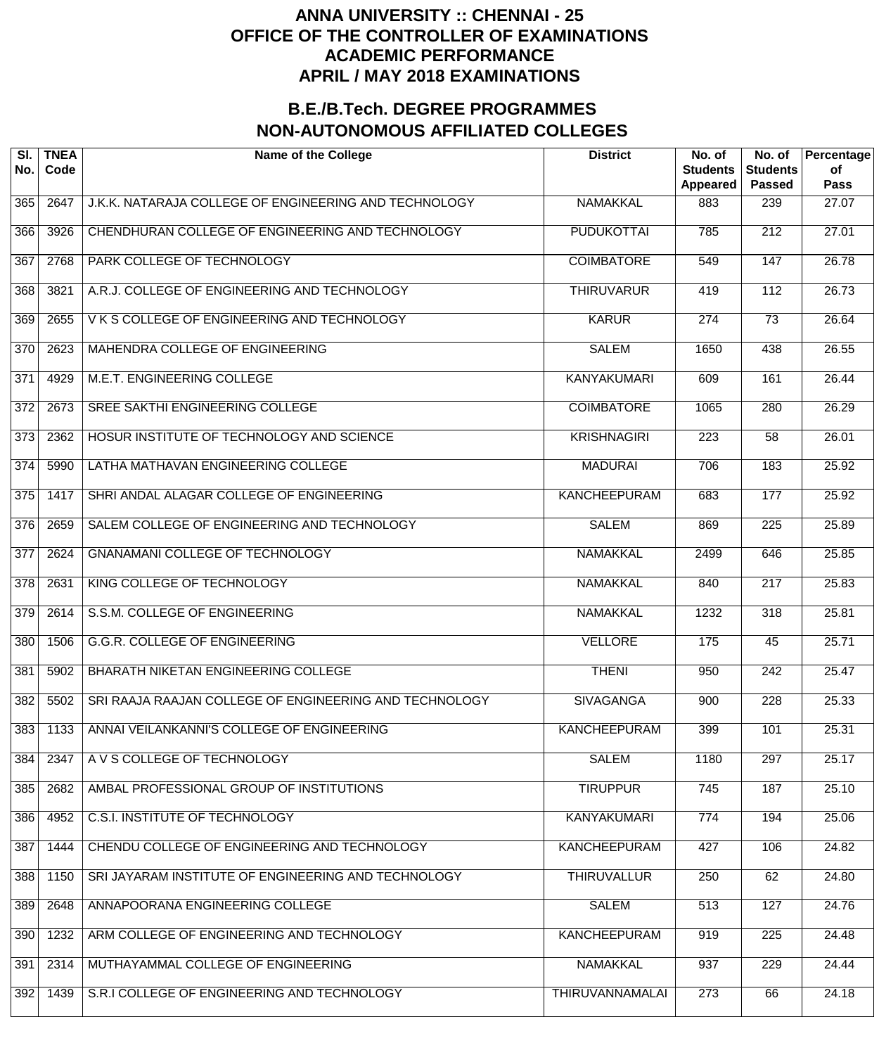# ANNA UNIVERSITY :: CHENNAI - 25
# OFFICE OF THE CONTROLLER OF EXAMINATIONS
# ACADEMIC PERFORMANCE
# APRIL / MAY 2018 EXAMINATIONS

## B.E./B.Tech. DEGREE PROGRAMMES
## NON-AUTONOMOUS AFFILIATED COLLEGES

| Sl. No. | TNEA Code | Name of the College | District | No. of Students Appeared | No. of Students Passed | Percentage of Pass |
|---|---|---|---|---|---|---|
| 365 | 2647 | J.K.K. NATARAJA COLLEGE OF ENGINEERING AND TECHNOLOGY | NAMAKKAL | 883 | 239 | 27.07 |
| 366 | 3926 | CHENDHURAN COLLEGE OF ENGINEERING AND TECHNOLOGY | PUDUKOTTAI | 785 | 212 | 27.01 |
| 367 | 2768 | PARK COLLEGE OF TECHNOLOGY | COIMBATORE | 549 | 147 | 26.78 |
| 368 | 3821 | A.R.J. COLLEGE OF ENGINEERING AND TECHNOLOGY | THIRUVARUR | 419 | 112 | 26.73 |
| 369 | 2655 | V K S COLLEGE OF ENGINEERING AND TECHNOLOGY | KARUR | 274 | 73 | 26.64 |
| 370 | 2623 | MAHENDRA COLLEGE OF ENGINEERING | SALEM | 1650 | 438 | 26.55 |
| 371 | 4929 | M.E.T. ENGINEERING COLLEGE | KANYAKUMARI | 609 | 161 | 26.44 |
| 372 | 2673 | SREE SAKTHI ENGINEERING COLLEGE | COIMBATORE | 1065 | 280 | 26.29 |
| 373 | 2362 | HOSUR INSTITUTE OF TECHNOLOGY AND SCIENCE | KRISHNAGIRI | 223 | 58 | 26.01 |
| 374 | 5990 | LATHA MATHAVAN ENGINEERING COLLEGE | MADURAI | 706 | 183 | 25.92 |
| 375 | 1417 | SHRI ANDAL ALAGAR COLLEGE OF ENGINEERING | KANCHEEPURAM | 683 | 177 | 25.92 |
| 376 | 2659 | SALEM COLLEGE OF ENGINEERING AND TECHNOLOGY | SALEM | 869 | 225 | 25.89 |
| 377 | 2624 | GNANAMANI COLLEGE OF TECHNOLOGY | NAMAKKAL | 2499 | 646 | 25.85 |
| 378 | 2631 | KING COLLEGE OF TECHNOLOGY | NAMAKKAL | 840 | 217 | 25.83 |
| 379 | 2614 | S.S.M. COLLEGE OF ENGINEERING | NAMAKKAL | 1232 | 318 | 25.81 |
| 380 | 1506 | G.G.R. COLLEGE OF ENGINEERING | VELLORE | 175 | 45 | 25.71 |
| 381 | 5902 | BHARATH NIKETAN ENGINEERING COLLEGE | THENI | 950 | 242 | 25.47 |
| 382 | 5502 | SRI RAAJA RAAJAN COLLEGE OF ENGINEERING AND TECHNOLOGY | SIVAGANGA | 900 | 228 | 25.33 |
| 383 | 1133 | ANNAI VEILANKANNI'S COLLEGE OF ENGINEERING | KANCHEEPURAM | 399 | 101 | 25.31 |
| 384 | 2347 | A V S COLLEGE OF TECHNOLOGY | SALEM | 1180 | 297 | 25.17 |
| 385 | 2682 | AMBAL PROFESSIONAL GROUP OF INSTITUTIONS | TIRUPPUR | 745 | 187 | 25.10 |
| 386 | 4952 | C.S.I. INSTITUTE OF TECHNOLOGY | KANYAKUMARI | 774 | 194 | 25.06 |
| 387 | 1444 | CHENDU COLLEGE OF ENGINEERING AND TECHNOLOGY | KANCHEEPURAM | 427 | 106 | 24.82 |
| 388 | 1150 | SRI JAYARAM INSTITUTE OF ENGINEERING AND TECHNOLOGY | THIRUVALLUR | 250 | 62 | 24.80 |
| 389 | 2648 | ANNAPOORANA ENGINEERING COLLEGE | SALEM | 513 | 127 | 24.76 |
| 390 | 1232 | ARM COLLEGE OF ENGINEERING AND TECHNOLOGY | KANCHEEPURAM | 919 | 225 | 24.48 |
| 391 | 2314 | MUTHAYAMMAL COLLEGE OF ENGINEERING | NAMAKKAL | 937 | 229 | 24.44 |
| 392 | 1439 | S.R.I COLLEGE OF ENGINEERING AND TECHNOLOGY | THIRUVANNAMALAI | 273 | 66 | 24.18 |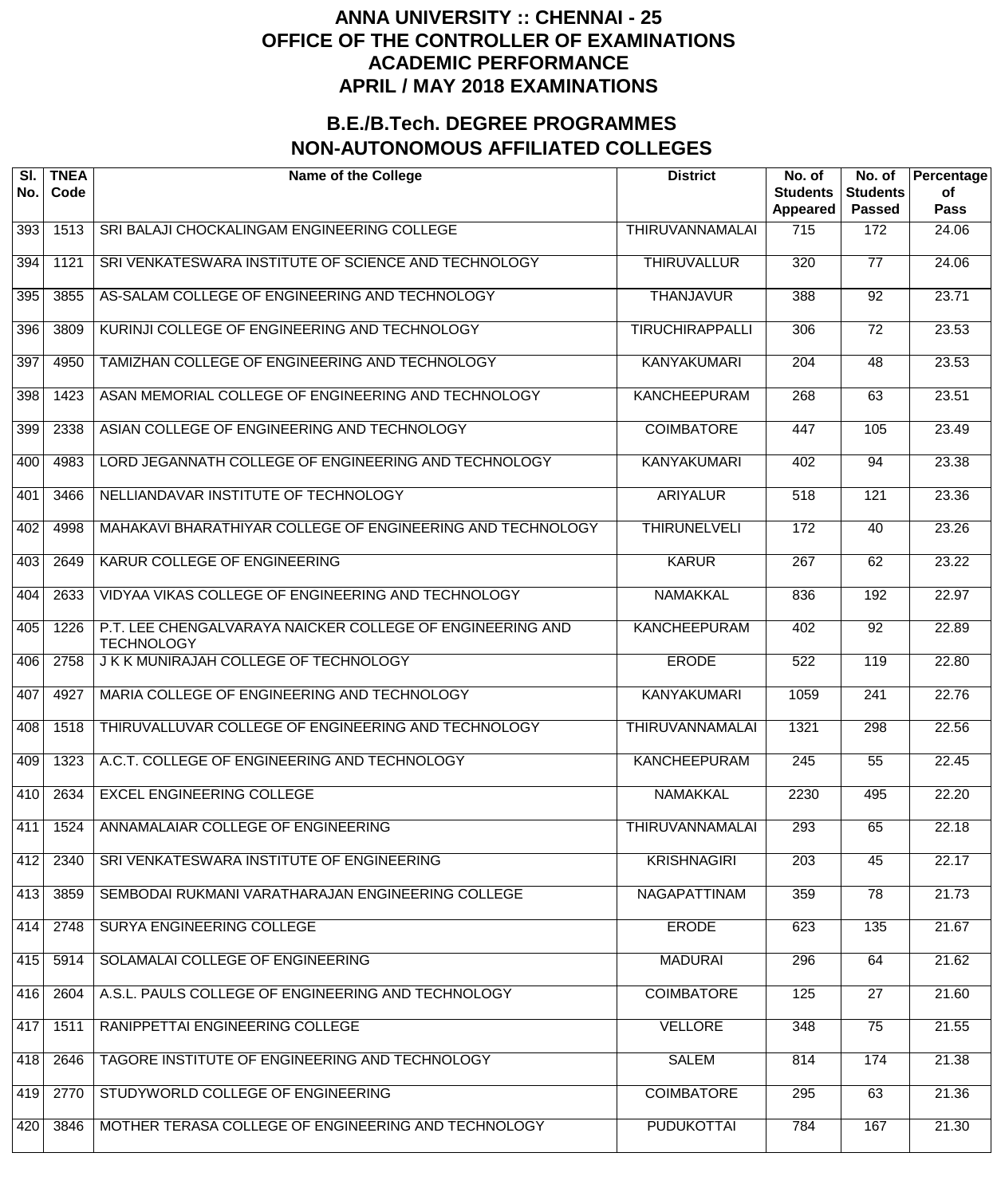# ANNA UNIVERSITY :: CHENNAI - 25
# OFFICE OF THE CONTROLLER OF EXAMINATIONS
# ACADEMIC PERFORMANCE
# APRIL / MAY 2018 EXAMINATIONS

## B.E./B.Tech. DEGREE PROGRAMMES
## NON-AUTONOMOUS AFFILIATED COLLEGES

| Sl. No. | TNEA Code | Name of the College | District | No. of Students Appeared | No. of Students Passed | Percentage of Pass |
|---|---|---|---|---|---|---|
| 393 | 1513 | SRI BALAJI CHOCKALINGAM ENGINEERING COLLEGE | THIRUVANNAMALAI | 715 | 172 | 24.06 |
| 394 | 1121 | SRI VENKATESWARA INSTITUTE OF SCIENCE AND TECHNOLOGY | THIRUVALLUR | 320 | 77 | 24.06 |
| 395 | 3855 | AS-SALAM COLLEGE OF ENGINEERING AND TECHNOLOGY | THANJAVUR | 388 | 92 | 23.71 |
| 396 | 3809 | KURINJI COLLEGE OF ENGINEERING AND TECHNOLOGY | TIRUCHIRAPPALLI | 306 | 72 | 23.53 |
| 397 | 4950 | TAMIZHAN COLLEGE OF ENGINEERING AND TECHNOLOGY | KANYAKUMARI | 204 | 48 | 23.53 |
| 398 | 1423 | ASAN MEMORIAL COLLEGE OF ENGINEERING AND TECHNOLOGY | KANCHEEPURAM | 268 | 63 | 23.51 |
| 399 | 2338 | ASIAN COLLEGE OF ENGINEERING AND TECHNOLOGY | COIMBATORE | 447 | 105 | 23.49 |
| 400 | 4983 | LORD JEGANNATH COLLEGE OF ENGINEERING AND TECHNOLOGY | KANYAKUMARI | 402 | 94 | 23.38 |
| 401 | 3466 | NELLIANDAVAR INSTITUTE OF TECHNOLOGY | ARIYALUR | 518 | 121 | 23.36 |
| 402 | 4998 | MAHAKAVI BHARATHIYAR COLLEGE OF ENGINEERING AND TECHNOLOGY | THIRUNELVELI | 172 | 40 | 23.26 |
| 403 | 2649 | KARUR COLLEGE OF ENGINEERING | KARUR | 267 | 62 | 23.22 |
| 404 | 2633 | VIDYAA VIKAS COLLEGE OF ENGINEERING AND TECHNOLOGY | NAMAKKAL | 836 | 192 | 22.97 |
| 405 | 1226 | P.T. LEE CHENGALVARAYA NAICKER COLLEGE OF ENGINEERING AND TECHNOLOGY | KANCHEEPURAM | 402 | 92 | 22.89 |
| 406 | 2758 | J K K MUNIRAJAH COLLEGE OF TECHNOLOGY | ERODE | 522 | 119 | 22.80 |
| 407 | 4927 | MARIA COLLEGE OF ENGINEERING AND TECHNOLOGY | KANYAKUMARI | 1059 | 241 | 22.76 |
| 408 | 1518 | THIRUVALLUVAR COLLEGE OF ENGINEERING AND TECHNOLOGY | THIRUVANNAMALAI | 1321 | 298 | 22.56 |
| 409 | 1323 | A.C.T. COLLEGE OF ENGINEERING AND TECHNOLOGY | KANCHEEPURAM | 245 | 55 | 22.45 |
| 410 | 2634 | EXCEL ENGINEERING COLLEGE | NAMAKKAL | 2230 | 495 | 22.20 |
| 411 | 1524 | ANNAMALAIAR COLLEGE OF ENGINEERING | THIRUVANNAMALAI | 293 | 65 | 22.18 |
| 412 | 2340 | SRI VENKATESWARA INSTITUTE OF ENGINEERING | KRISHNAGIRI | 203 | 45 | 22.17 |
| 413 | 3859 | SEMBODAI RUKMANI VARATHARAJAN ENGINEERING COLLEGE | NAGAPATTINAM | 359 | 78 | 21.73 |
| 414 | 2748 | SURYA ENGINEERING COLLEGE | ERODE | 623 | 135 | 21.67 |
| 415 | 5914 | SOLAMALAI COLLEGE OF ENGINEERING | MADURAI | 296 | 64 | 21.62 |
| 416 | 2604 | A.S.L. PAULS COLLEGE OF ENGINEERING AND TECHNOLOGY | COIMBATORE | 125 | 27 | 21.60 |
| 417 | 1511 | RANIPPETTAI ENGINEERING COLLEGE | VELLORE | 348 | 75 | 21.55 |
| 418 | 2646 | TAGORE INSTITUTE OF ENGINEERING AND TECHNOLOGY | SALEM | 814 | 174 | 21.38 |
| 419 | 2770 | STUDYWORLD COLLEGE OF ENGINEERING | COIMBATORE | 295 | 63 | 21.36 |
| 420 | 3846 | MOTHER TERASA COLLEGE OF ENGINEERING AND TECHNOLOGY | PUDUKOTTAI | 784 | 167 | 21.30 |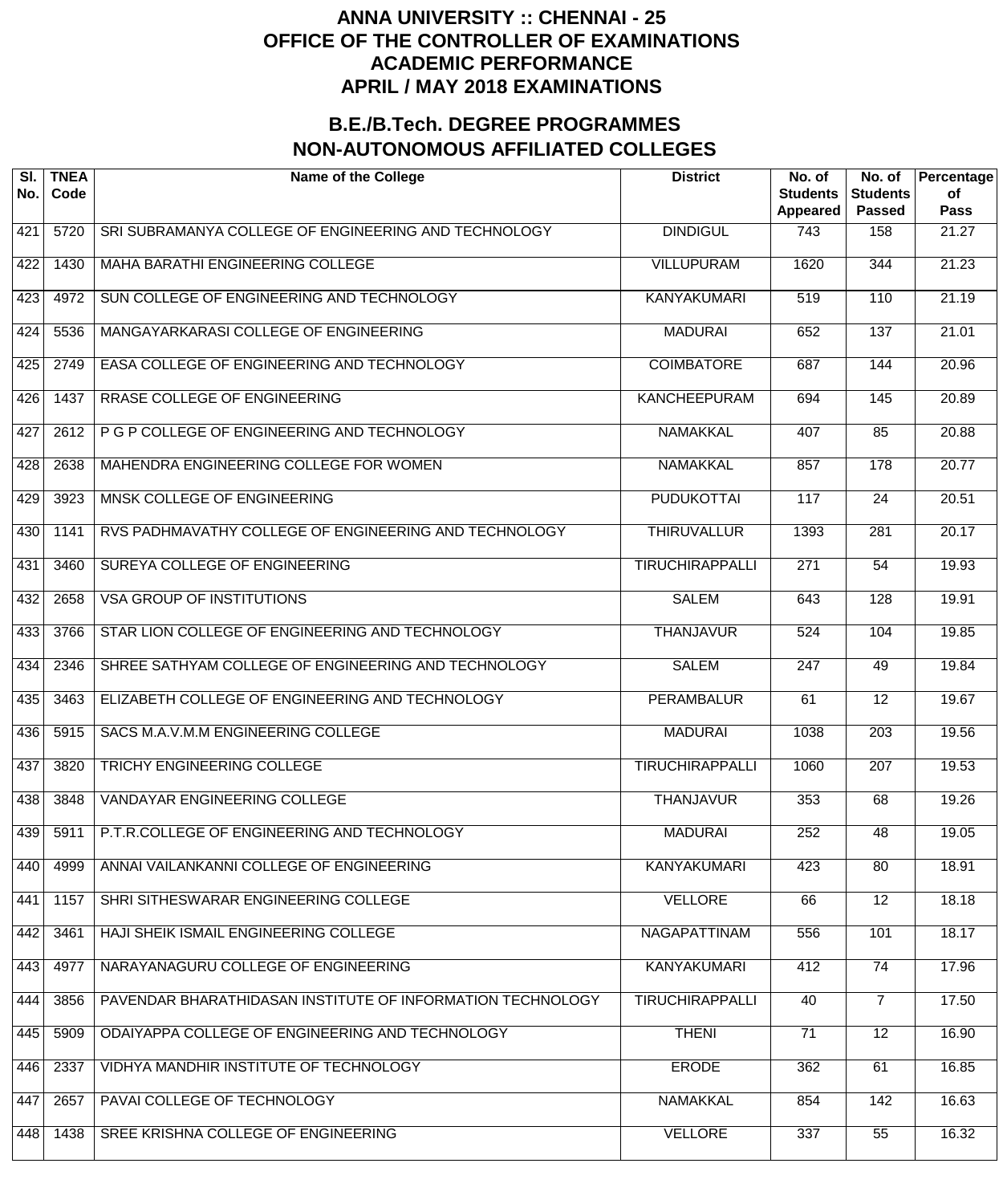# ANNA UNIVERSITY :: CHENNAI - 25
# OFFICE OF THE CONTROLLER OF EXAMINATIONS
# ACADEMIC PERFORMANCE
# APRIL / MAY 2018 EXAMINATIONS

## B.E./B.Tech. DEGREE PROGRAMMES
## NON-AUTONOMOUS AFFILIATED COLLEGES

| Sl. No. | TNEA Code | Name of the College | District | No. of Students Appeared | No. of Students Passed | Percentage of Pass |
|---|---|---|---|---|---|---|
| 421 | 5720 | SRI SUBRAMANYA COLLEGE OF ENGINEERING AND TECHNOLOGY | DINDIGUL | 743 | 158 | 21.27 |
| 422 | 1430 | MAHA BARATHI ENGINEERING COLLEGE | VILLUPURAM | 1620 | 344 | 21.23 |
| 423 | 4972 | SUN COLLEGE OF ENGINEERING AND TECHNOLOGY | KANYAKUMARI | 519 | 110 | 21.19 |
| 424 | 5536 | MANGAYARKARASI COLLEGE OF ENGINEERING | MADURAI | 652 | 137 | 21.01 |
| 425 | 2749 | EASA COLLEGE OF ENGINEERING AND TECHNOLOGY | COIMBATORE | 687 | 144 | 20.96 |
| 426 | 1437 | RRASE COLLEGE OF ENGINEERING | KANCHEEPURAM | 694 | 145 | 20.89 |
| 427 | 2612 | P G P COLLEGE OF ENGINEERING AND TECHNOLOGY | NAMAKKAL | 407 | 85 | 20.88 |
| 428 | 2638 | MAHENDRA ENGINEERING COLLEGE FOR WOMEN | NAMAKKAL | 857 | 178 | 20.77 |
| 429 | 3923 | MNSK COLLEGE OF ENGINEERING | PUDUKOTTAI | 117 | 24 | 20.51 |
| 430 | 1141 | RVS PADHMAVATHY COLLEGE OF ENGINEERING AND TECHNOLOGY | THIRUVALLUR | 1393 | 281 | 20.17 |
| 431 | 3460 | SUREYA COLLEGE OF ENGINEERING | TIRUCHIRAPPALLI | 271 | 54 | 19.93 |
| 432 | 2658 | VSA GROUP OF INSTITUTIONS | SALEM | 643 | 128 | 19.91 |
| 433 | 3766 | STAR LION COLLEGE OF ENGINEERING AND TECHNOLOGY | THANJAVUR | 524 | 104 | 19.85 |
| 434 | 2346 | SHREE SATHYAM COLLEGE OF ENGINEERING AND TECHNOLOGY | SALEM | 247 | 49 | 19.84 |
| 435 | 3463 | ELIZABETH COLLEGE OF ENGINEERING AND TECHNOLOGY | PERAMBALUR | 61 | 12 | 19.67 |
| 436 | 5915 | SACS M.A.V.M.M ENGINEERING COLLEGE | MADURAI | 1038 | 203 | 19.56 |
| 437 | 3820 | TRICHY ENGINEERING COLLEGE | TIRUCHIRAPPALLI | 1060 | 207 | 19.53 |
| 438 | 3848 | VANDAYAR ENGINEERING COLLEGE | THANJAVUR | 353 | 68 | 19.26 |
| 439 | 5911 | P.T.R.COLLEGE OF ENGINEERING AND TECHNOLOGY | MADURAI | 252 | 48 | 19.05 |
| 440 | 4999 | ANNAI VAILANKANNI COLLEGE OF ENGINEERING | KANYAKUMARI | 423 | 80 | 18.91 |
| 441 | 1157 | SHRI SITHESWARAR ENGINEERING COLLEGE | VELLORE | 66 | 12 | 18.18 |
| 442 | 3461 | HAJI SHEIK ISMAIL ENGINEERING COLLEGE | NAGAPATTINAM | 556 | 101 | 18.17 |
| 443 | 4977 | NARAYANAGURU COLLEGE OF ENGINEERING | KANYAKUMARI | 412 | 74 | 17.96 |
| 444 | 3856 | PAVENDAR BHARATHIDASAN INSTITUTE OF INFORMATION TECHNOLOGY | TIRUCHIRAPPALLI | 40 | 7 | 17.50 |
| 445 | 5909 | ODAIYAPPA COLLEGE OF ENGINEERING AND TECHNOLOGY | THENI | 71 | 12 | 16.90 |
| 446 | 2337 | VIDHYA MANDHIR INSTITUTE OF TECHNOLOGY | ERODE | 362 | 61 | 16.85 |
| 447 | 2657 | PAVAI COLLEGE OF TECHNOLOGY | NAMAKKAL | 854 | 142 | 16.63 |
| 448 | 1438 | SREE KRISHNA COLLEGE OF ENGINEERING | VELLORE | 337 | 55 | 16.32 |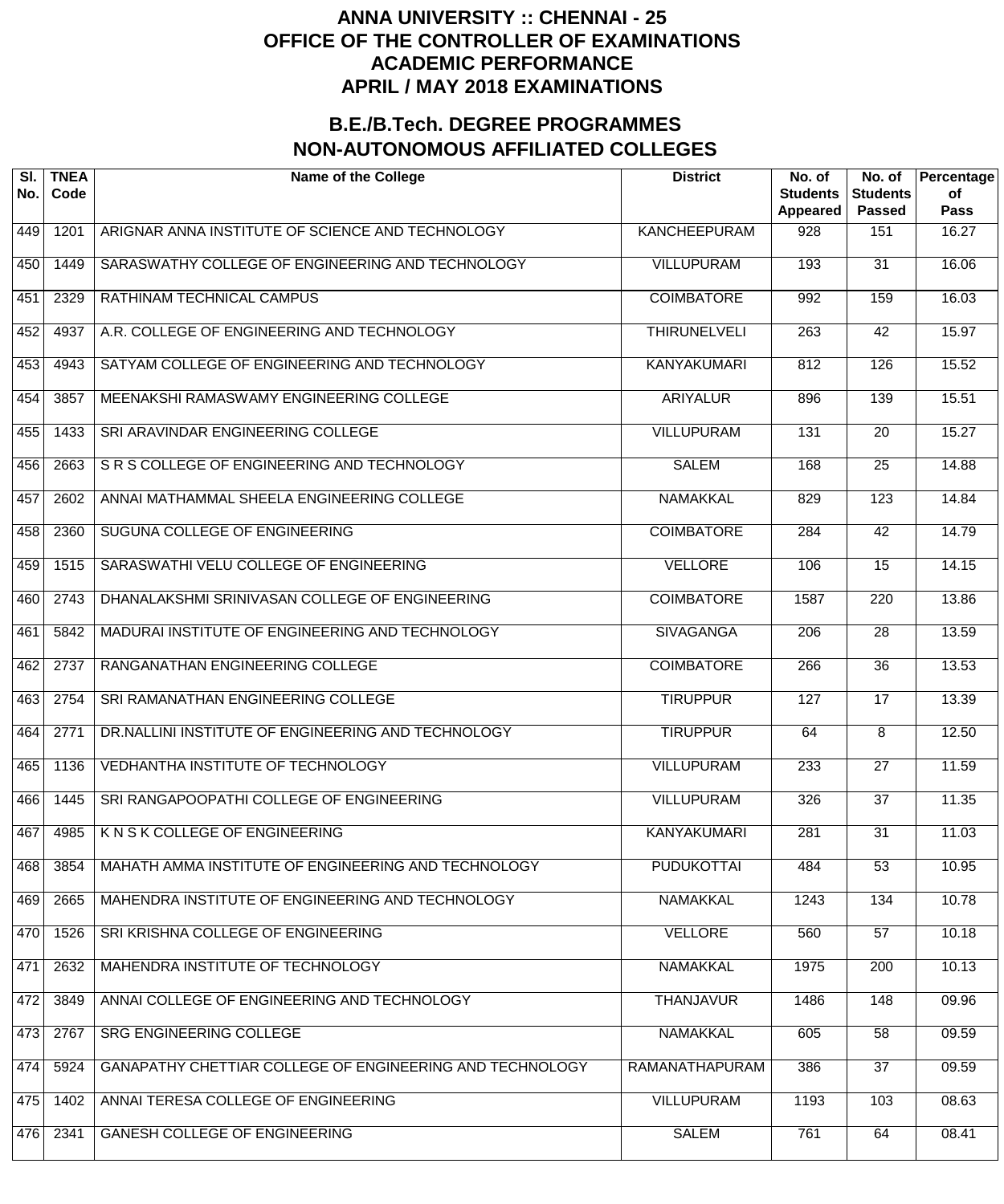# ANNA UNIVERSITY :: CHENNAI - 25
# OFFICE OF THE CONTROLLER OF EXAMINATIONS
# ACADEMIC PERFORMANCE
# APRIL / MAY 2018 EXAMINATIONS

## B.E./B.Tech. DEGREE PROGRAMMES
## NON-AUTONOMOUS AFFILIATED COLLEGES

| Sl. No. | TNEA Code | Name of the College | District | No. of Students Appeared | No. of Students Passed | Percentage of Pass |
|---|---|---|---|---|---|---|
| 449 | 1201 | ARIGNAR ANNA INSTITUTE OF SCIENCE AND TECHNOLOGY | KANCHEEPURAM | 928 | 151 | 16.27 |
| 450 | 1449 | SARASWATHY COLLEGE OF ENGINEERING AND TECHNOLOGY | VILLUPURAM | 193 | 31 | 16.06 |
| 451 | 2329 | RATHINAM TECHNICAL CAMPUS | COIMBATORE | 992 | 159 | 16.03 |
| 452 | 4937 | A.R. COLLEGE OF ENGINEERING AND TECHNOLOGY | THIRUNELVELI | 263 | 42 | 15.97 |
| 453 | 4943 | SATYAM COLLEGE OF ENGINEERING AND TECHNOLOGY | KANYAKUMARI | 812 | 126 | 15.52 |
| 454 | 3857 | MEENAKSHI RAMASWAMY ENGINEERING COLLEGE | ARIYALUR | 896 | 139 | 15.51 |
| 455 | 1433 | SRI ARAVINDAR ENGINEERING COLLEGE | VILLUPURAM | 131 | 20 | 15.27 |
| 456 | 2663 | S R S COLLEGE OF ENGINEERING AND TECHNOLOGY | SALEM | 168 | 25 | 14.88 |
| 457 | 2602 | ANNAI MATHAMMAL SHEELA ENGINEERING COLLEGE | NAMAKKAL | 829 | 123 | 14.84 |
| 458 | 2360 | SUGUNA COLLEGE OF ENGINEERING | COIMBATORE | 284 | 42 | 14.79 |
| 459 | 1515 | SARASWATHI VELU COLLEGE OF ENGINEERING | VELLORE | 106 | 15 | 14.15 |
| 460 | 2743 | DHANALAKSHMI SRINIVASAN COLLEGE OF ENGINEERING | COIMBATORE | 1587 | 220 | 13.86 |
| 461 | 5842 | MADURAI INSTITUTE OF ENGINEERING AND TECHNOLOGY | SIVAGANGA | 206 | 28 | 13.59 |
| 462 | 2737 | RANGANATHAN ENGINEERING COLLEGE | COIMBATORE | 266 | 36 | 13.53 |
| 463 | 2754 | SRI RAMANATHAN ENGINEERING COLLEGE | TIRUPPUR | 127 | 17 | 13.39 |
| 464 | 2771 | DR.NALLINI INSTITUTE OF ENGINEERING AND TECHNOLOGY | TIRUPPUR | 64 | 8 | 12.50 |
| 465 | 1136 | VEDHANTHA INSTITUTE OF TECHNOLOGY | VILLUPURAM | 233 | 27 | 11.59 |
| 466 | 1445 | SRI RANGAPOOPATHI COLLEGE OF ENGINEERING | VILLUPURAM | 326 | 37 | 11.35 |
| 467 | 4985 | K N S K COLLEGE OF ENGINEERING | KANYAKUMARI | 281 | 31 | 11.03 |
| 468 | 3854 | MAHATH AMMA INSTITUTE OF ENGINEERING AND TECHNOLOGY | PUDUKOTTAI | 484 | 53 | 10.95 |
| 469 | 2665 | MAHENDRA INSTITUTE OF ENGINEERING AND TECHNOLOGY | NAMAKKAL | 1243 | 134 | 10.78 |
| 470 | 1526 | SRI KRISHNA COLLEGE OF ENGINEERING | VELLORE | 560 | 57 | 10.18 |
| 471 | 2632 | MAHENDRA INSTITUTE OF TECHNOLOGY | NAMAKKAL | 1975 | 200 | 10.13 |
| 472 | 3849 | ANNAI COLLEGE OF ENGINEERING AND TECHNOLOGY | THANJAVUR | 1486 | 148 | 09.96 |
| 473 | 2767 | SRG ENGINEERING COLLEGE | NAMAKKAL | 605 | 58 | 09.59 |
| 474 | 5924 | GANAPATHY CHETTIAR COLLEGE OF ENGINEERING AND TECHNOLOGY | RAMANATHAPURAM | 386 | 37 | 09.59 |
| 475 | 1402 | ANNAI TERESA COLLEGE OF ENGINEERING | VILLUPURAM | 1193 | 103 | 08.63 |
| 476 | 2341 | GANESH COLLEGE OF ENGINEERING | SALEM | 761 | 64 | 08.41 |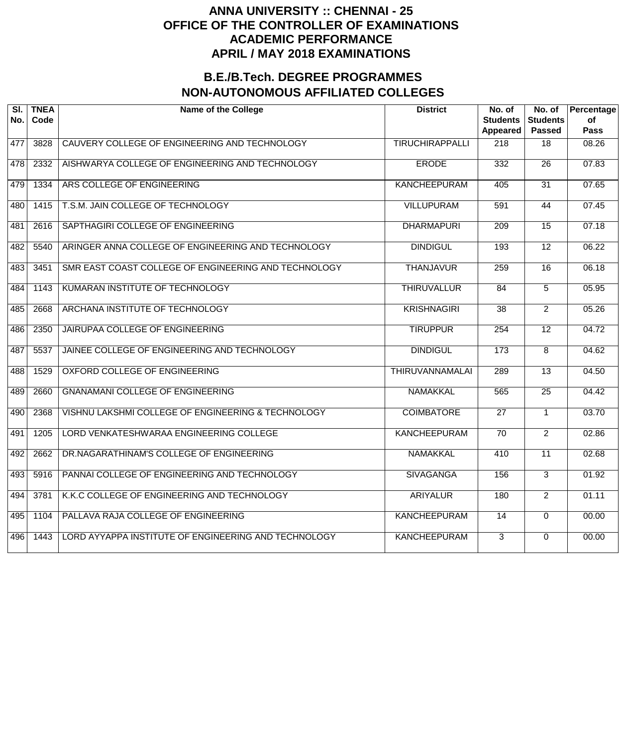# ANNA UNIVERSITY :: CHENNAI - 25
# OFFICE OF THE CONTROLLER OF EXAMINATIONS
# ACADEMIC PERFORMANCE
# APRIL / MAY 2018 EXAMINATIONS

## B.E./B.Tech. DEGREE PROGRAMMES
## NON-AUTONOMOUS AFFILIATED COLLEGES

| Sl. No. | TNEA Code | Name of the College | District | No. of Students Appeared | No. of Students Passed | Percentage of Pass |
|---|---|---|---|---|---|---|
| 477 | 3828 | CAUVERY COLLEGE OF ENGINEERING AND TECHNOLOGY | TIRUCHIRAPPALLI | 218 | 18 | 08.26 |
| 478 | 2332 | AISHWARYA COLLEGE OF ENGINEERING AND TECHNOLOGY | ERODE | 332 | 26 | 07.83 |
| 479 | 1334 | ARS COLLEGE OF ENGINEERING | KANCHEEPURAM | 405 | 31 | 07.65 |
| 480 | 1415 | T.S.M. JAIN COLLEGE OF TECHNOLOGY | VILLUPURAM | 591 | 44 | 07.45 |
| 481 | 2616 | SAPTHAGIRI COLLEGE OF ENGINEERING | DHARMAPURI | 209 | 15 | 07.18 |
| 482 | 5540 | ARINGER ANNA COLLEGE OF ENGINEERING AND TECHNOLOGY | DINDIGUL | 193 | 12 | 06.22 |
| 483 | 3451 | SMR EAST COAST COLLEGE OF ENGINEERING AND TECHNOLOGY | THANJAVUR | 259 | 16 | 06.18 |
| 484 | 1143 | KUMARAN INSTITUTE OF TECHNOLOGY | THIRUVALLUR | 84 | 5 | 05.95 |
| 485 | 2668 | ARCHANA INSTITUTE OF TECHNOLOGY | KRISHNAGIRI | 38 | 2 | 05.26 |
| 486 | 2350 | JAIRUPAA COLLEGE OF ENGINEERING | TIRUPPUR | 254 | 12 | 04.72 |
| 487 | 5537 | JAINEE COLLEGE OF ENGINEERING AND TECHNOLOGY | DINDIGUL | 173 | 8 | 04.62 |
| 488 | 1529 | OXFORD COLLEGE OF ENGINEERING | THIRUVANNAMALAI | 289 | 13 | 04.50 |
| 489 | 2660 | GNANAMANI COLLEGE OF ENGINEERING | NAMAKKAL | 565 | 25 | 04.42 |
| 490 | 2368 | VISHNU LAKSHMI COLLEGE OF ENGINEERING & TECHNOLOGY | COIMBATORE | 27 | 1 | 03.70 |
| 491 | 1205 | LORD VENKATESHWARAA ENGINEERING COLLEGE | KANCHEEPURAM | 70 | 2 | 02.86 |
| 492 | 2662 | DR.NAGARATHINAM'S COLLEGE OF ENGINEERING | NAMAKKAL | 410 | 11 | 02.68 |
| 493 | 5916 | PANNAI COLLEGE OF ENGINEERING AND TECHNOLOGY | SIVAGANGA | 156 | 3 | 01.92 |
| 494 | 3781 | K.K.C COLLEGE OF ENGINEERING AND TECHNOLOGY | ARIYALUR | 180 | 2 | 01.11 |
| 495 | 1104 | PALLAVA RAJA COLLEGE OF ENGINEERING | KANCHEEPURAM | 14 | 0 | 00.00 |
| 496 | 1443 | LORD AYYAPPA INSTITUTE OF ENGINEERING AND TECHNOLOGY | KANCHEEPURAM | 3 | 0 | 00.00 |